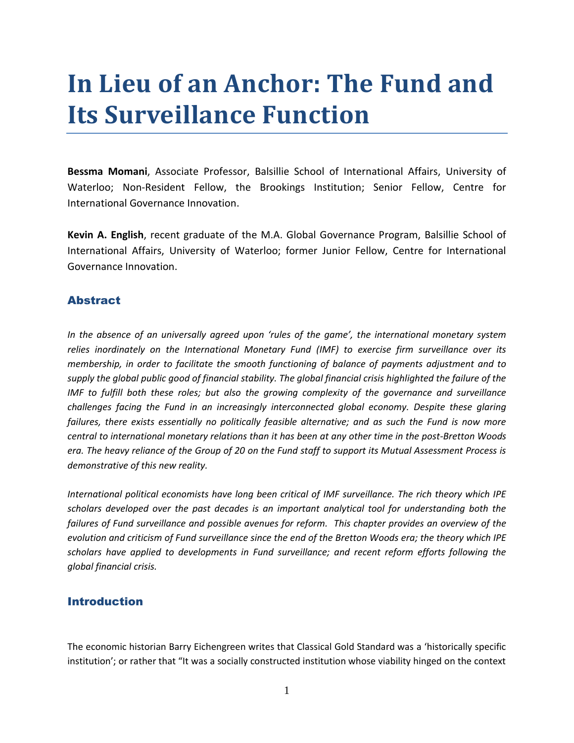# In Lieu of an Anchor: The Fund and Its Surveillance Function

**Bessma Momani**, Associate Professor, Balsillie School of International Affairs, University of Waterloo; Non-Resident Fellow, the Brookings Institution; Senior Fellow, Centre for International Governance Innovation.

**Kevin A. English**, recent graduate of the M.A. Global Governance Program, Balsillie School of International Affairs, University of Waterloo; former Junior Fellow, Centre for International Governance Innovation.

## Abstract

*In the absence of an universally agreed upon 'rules of the game', the international monetary system relies inordinately on the International Monetary Fund (IMF) to exercise firm surveillance over its membership, in order to facilitate the smooth functioning of balance of payments adjustment and to supply the global public good of financial stability. The global financial crisis highlighted the failure of the IMF to fulfill both these roles; but also the growing complexity of the governance and surveillance challenges facing the Fund in an increasingly interconnected global economy. Despite these glaring failures, there exists essentially no politically feasible alternative; and as such the Fund is now more central to international monetary relations than it has been at any other time in the post-Bretton Woods era. The heavy reliance of the Group of 20 on the Fund staff to support its Mutual Assessment Process is demonstrative of this new reality.*

*International political economists have long been critical of IMF surveillance. The rich theory which IPE scholars developed over the past decades is an important analytical tool for understanding both the failures of Fund surveillance and possible avenues for reform. This chapter provides an overview of the evolution and criticism of Fund surveillance since the end of the Bretton Woods era; the theory which IPE scholars have applied to developments in Fund surveillance; and recent reform efforts following the global financial crisis.*

## Introduction

The economic historian Barry Eichengreen writes that Classical Gold Standard was a 'historically specific institution'; or rather that "It was a socially constructed institution whose viability hinged on the context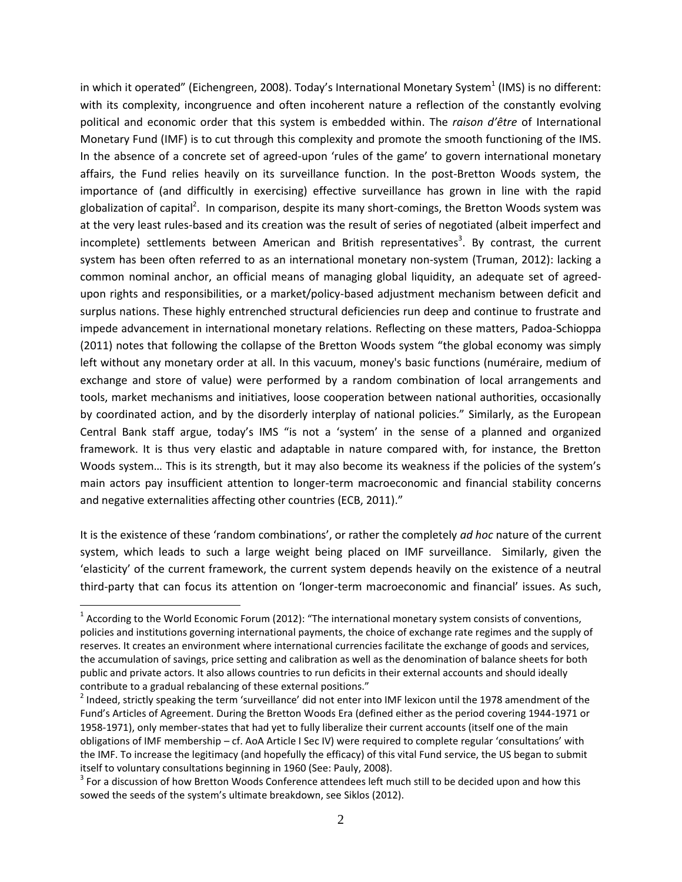in which it operated" (Eichengreen, 2008). Today's International Monetary System[1] (IMS) is no different: with its complexity, incongruence and often incoherent nature a reflection of the constantly evolving political and economic order that this system is embedded within. The *raison d'être* of International Monetary Fund (IMF) is to cut through this complexity and promote the smooth functioning of the IMS. In the absence of a concrete set of agreed-upon 'rules of the game' to govern international monetary affairs, the Fund relies heavily on its surveillance function. In the post-Bretton Woods system, the importance of (and difficultly in exercising) effective surveillance has grown in line with the rapid globalization of capital[2]. In comparison, despite its many short-comings, the Bretton Woods system was at the very least rules-based and its creation was the result of series of negotiated (albeit imperfect and incomplete) settlements between American and British representatives[3]. By contrast, the current system has been often referred to as an international monetary non-system (Truman, 2012): lacking a common nominal anchor, an official means of managing global liquidity, an adequate set of agreed-upon rights and responsibilities, or a market/policy-based adjustment mechanism between deficit and surplus nations. These highly entrenched structural deficiencies run deep and continue to frustrate and impede advancement in international monetary relations. Reflecting on these matters, Padoa-Schioppa (2011) notes that following the collapse of the Bretton Woods system "the global economy was simply left without any monetary order at all. In this vacuum, money's basic functions (numéraire, medium of exchange and store of value) were performed by a random combination of local arrangements and tools, market mechanisms and initiatives, loose cooperation between national authorities, occasionally by coordinated action, and by the disorderly interplay of national policies." Similarly, as the European Central Bank staff argue, today's IMS "is not a 'system' in the sense of a planned and organized framework. It is thus very elastic and adaptable in nature compared with, for instance, the Bretton Woods system… This is its strength, but it may also become its weakness if the policies of the system's main actors pay insufficient attention to longer-term macroeconomic and financial stability concerns and negative externalities affecting other countries (ECB, 2011)."

It is the existence of these 'random combinations', or rather the completely *ad hoc* nature of the current system, which leads to such a large weight being placed on IMF surveillance. Similarly, given the 'elasticity' of the current framework, the current system depends heavily on the existence of a neutral third-party that can focus its attention on 'longer-term macroeconomic and financial' issues. As such,

[1] According to the World Economic Forum (2012): "The international monetary system consists of conventions, policies and institutions governing international payments, the choice of exchange rate regimes and the supply of reserves. It creates an environment where international currencies facilitate the exchange of goods and services, the accumulation of savings, price setting and calibration as well as the denomination of balance sheets for both public and private actors. It also allows countries to run deficits in their external accounts and should ideally contribute to a gradual rebalancing of these external positions."

[2] Indeed, strictly speaking the term 'surveillance' did not enter into IMF lexicon until the 1978 amendment of the Fund's Articles of Agreement. During the Bretton Woods Era (defined either as the period covering 1944-1971 or 1958-1971), only member-states that had yet to fully liberalize their current accounts (itself one of the main obligations of IMF membership – cf. AoA Article I Sec IV) were required to complete regular 'consultations' with the IMF. To increase the legitimacy (and hopefully the efficacy) of this vital Fund service, the US began to submit itself to voluntary consultations beginning in 1960 (See: Pauly, 2008).

[3] For a discussion of how Bretton Woods Conference attendees left much still to be decided upon and how this sowed the seeds of the system's ultimate breakdown, see Siklos (2012).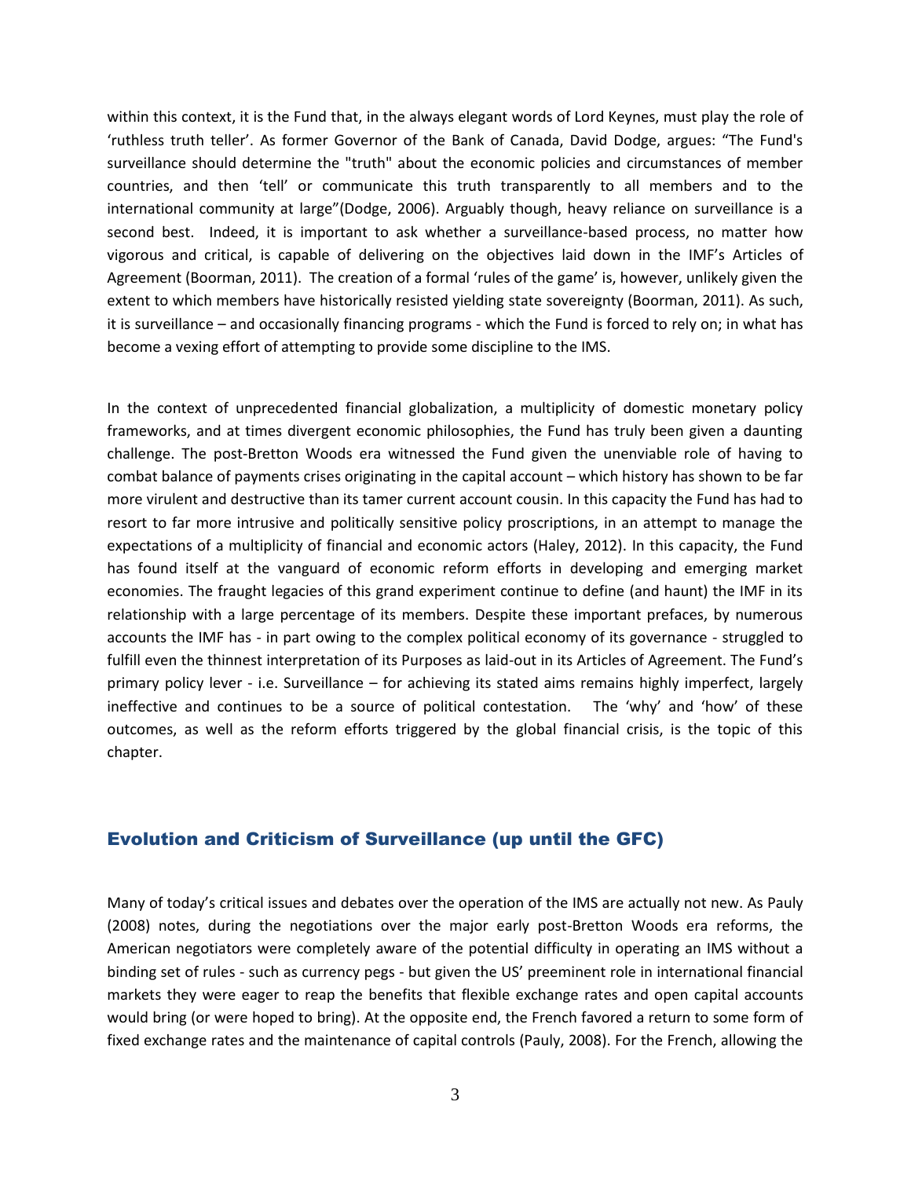within this context, it is the Fund that, in the always elegant words of Lord Keynes, must play the role of 'ruthless truth teller'. As former Governor of the Bank of Canada, David Dodge, argues: "The Fund's surveillance should determine the "truth" about the economic policies and circumstances of member countries, and then 'tell' or communicate this truth transparently to all members and to the international community at large"(Dodge, 2006). Arguably though, heavy reliance on surveillance is a second best. Indeed, it is important to ask whether a surveillance-based process, no matter how vigorous and critical, is capable of delivering on the objectives laid down in the IMF's Articles of Agreement (Boorman, 2011). The creation of a formal 'rules of the game' is, however, unlikely given the extent to which members have historically resisted yielding state sovereignty (Boorman, 2011). As such, it is surveillance – and occasionally financing programs - which the Fund is forced to rely on; in what has become a vexing effort of attempting to provide some discipline to the IMS.

In the context of unprecedented financial globalization, a multiplicity of domestic monetary policy frameworks, and at times divergent economic philosophies, the Fund has truly been given a daunting challenge. The post-Bretton Woods era witnessed the Fund given the unenviable role of having to combat balance of payments crises originating in the capital account – which history has shown to be far more virulent and destructive than its tamer current account cousin. In this capacity the Fund has had to resort to far more intrusive and politically sensitive policy proscriptions, in an attempt to manage the expectations of a multiplicity of financial and economic actors (Haley, 2012). In this capacity, the Fund has found itself at the vanguard of economic reform efforts in developing and emerging market economies. The fraught legacies of this grand experiment continue to define (and haunt) the IMF in its relationship with a large percentage of its members. Despite these important prefaces, by numerous accounts the IMF has - in part owing to the complex political economy of its governance - struggled to fulfill even the thinnest interpretation of its Purposes as laid-out in its Articles of Agreement. The Fund's primary policy lever - i.e. Surveillance – for achieving its stated aims remains highly imperfect, largely ineffective and continues to be a source of political contestation. The 'why' and 'how' of these outcomes, as well as the reform efforts triggered by the global financial crisis, is the topic of this chapter.

## Evolution and Criticism of Surveillance (up until the GFC)

Many of today's critical issues and debates over the operation of the IMS are actually not new. As Pauly (2008) notes, during the negotiations over the major early post-Bretton Woods era reforms, the American negotiators were completely aware of the potential difficulty in operating an IMS without a binding set of rules - such as currency pegs - but given the US' preeminent role in international financial markets they were eager to reap the benefits that flexible exchange rates and open capital accounts would bring (or were hoped to bring). At the opposite end, the French favored a return to some form of fixed exchange rates and the maintenance of capital controls (Pauly, 2008). For the French, allowing the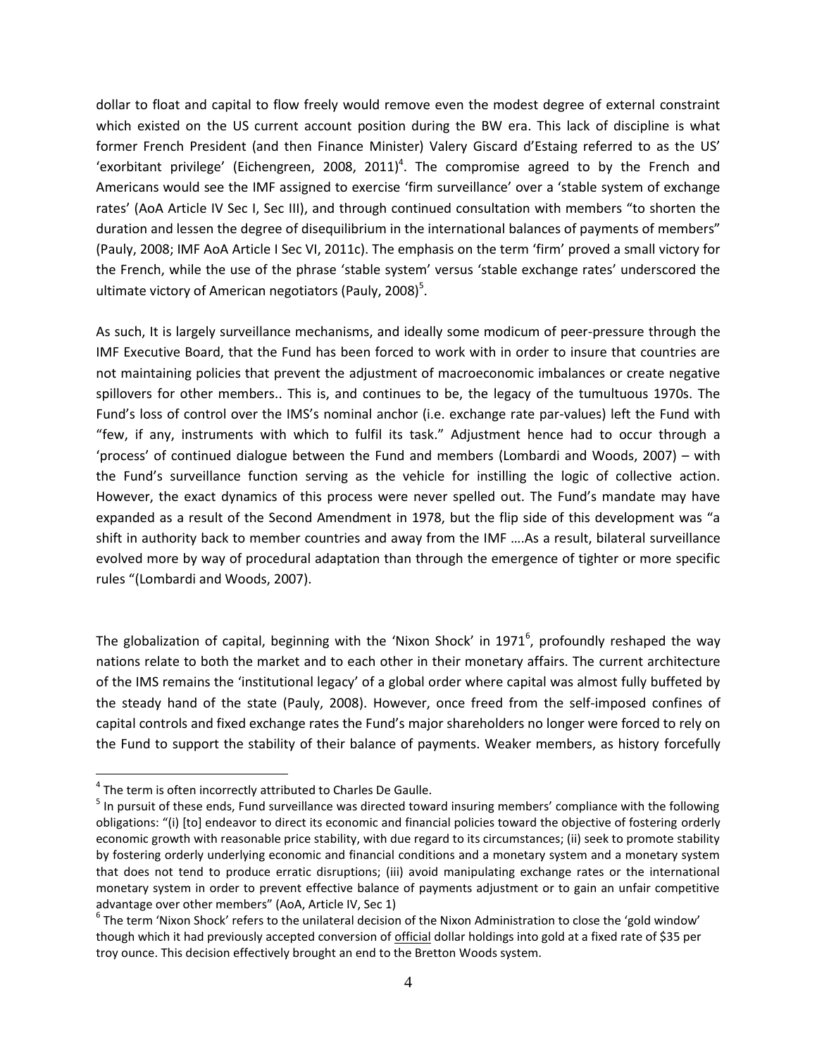dollar to float and capital to flow freely would remove even the modest degree of external constraint which existed on the US current account position during the BW era. This lack of discipline is what former French President (and then Finance Minister) Valery Giscard d'Estaing referred to as the US' 'exorbitant privilege' (Eichengreen, 2008, 2011)[4]. The compromise agreed to by the French and Americans would see the IMF assigned to exercise 'firm surveillance' over a 'stable system of exchange rates' (AoA Article IV Sec I, Sec III), and through continued consultation with members "to shorten the duration and lessen the degree of disequilibrium in the international balances of payments of members" (Pauly, 2008; IMF AoA Article I Sec VI, 2011c). The emphasis on the term 'firm' proved a small victory for the French, while the use of the phrase 'stable system' versus 'stable exchange rates' underscored the ultimate victory of American negotiators (Pauly, 2008)[5].

As such, It is largely surveillance mechanisms, and ideally some modicum of peer-pressure through the IMF Executive Board, that the Fund has been forced to work with in order to insure that countries are not maintaining policies that prevent the adjustment of macroeconomic imbalances or create negative spillovers for other members.. This is, and continues to be, the legacy of the tumultuous 1970s. The Fund's loss of control over the IMS's nominal anchor (i.e. exchange rate par-values) left the Fund with "few, if any, instruments with which to fulfil its task." Adjustment hence had to occur through a 'process' of continued dialogue between the Fund and members (Lombardi and Woods, 2007) – with the Fund's surveillance function serving as the vehicle for instilling the logic of collective action. However, the exact dynamics of this process were never spelled out. The Fund's mandate may have expanded as a result of the Second Amendment in 1978, but the flip side of this development was "a shift in authority back to member countries and away from the IMF ….As a result, bilateral surveillance evolved more by way of procedural adaptation than through the emergence of tighter or more specific rules "(Lombardi and Woods, 2007).

The globalization of capital, beginning with the 'Nixon Shock' in 1971[6], profoundly reshaped the way nations relate to both the market and to each other in their monetary affairs. The current architecture of the IMS remains the 'institutional legacy' of a global order where capital was almost fully buffeted by the steady hand of the state (Pauly, 2008). However, once freed from the self-imposed confines of capital controls and fixed exchange rates the Fund's major shareholders no longer were forced to rely on the Fund to support the stability of their balance of payments. Weaker members, as history forcefully

---

[4] The term is often incorrectly attributed to Charles De Gaulle.

[5] In pursuit of these ends, Fund surveillance was directed toward insuring members' compliance with the following obligations: "(i) [to] endeavor to direct its economic and financial policies toward the objective of fostering orderly economic growth with reasonable price stability, with due regard to its circumstances; (ii) seek to promote stability by fostering orderly underlying economic and financial conditions and a monetary system and a monetary system that does not tend to produce erratic disruptions; (iii) avoid manipulating exchange rates or the international monetary system in order to prevent effective balance of payments adjustment or to gain an unfair competitive advantage over other members" (AoA, Article IV, Sec 1)

[6] The term 'Nixon Shock' refers to the unilateral decision of the Nixon Administration to close the 'gold window' though which it had previously accepted conversion of official dollar holdings into gold at a fixed rate of \$35 per troy ounce. This decision effectively brought an end to the Bretton Woods system.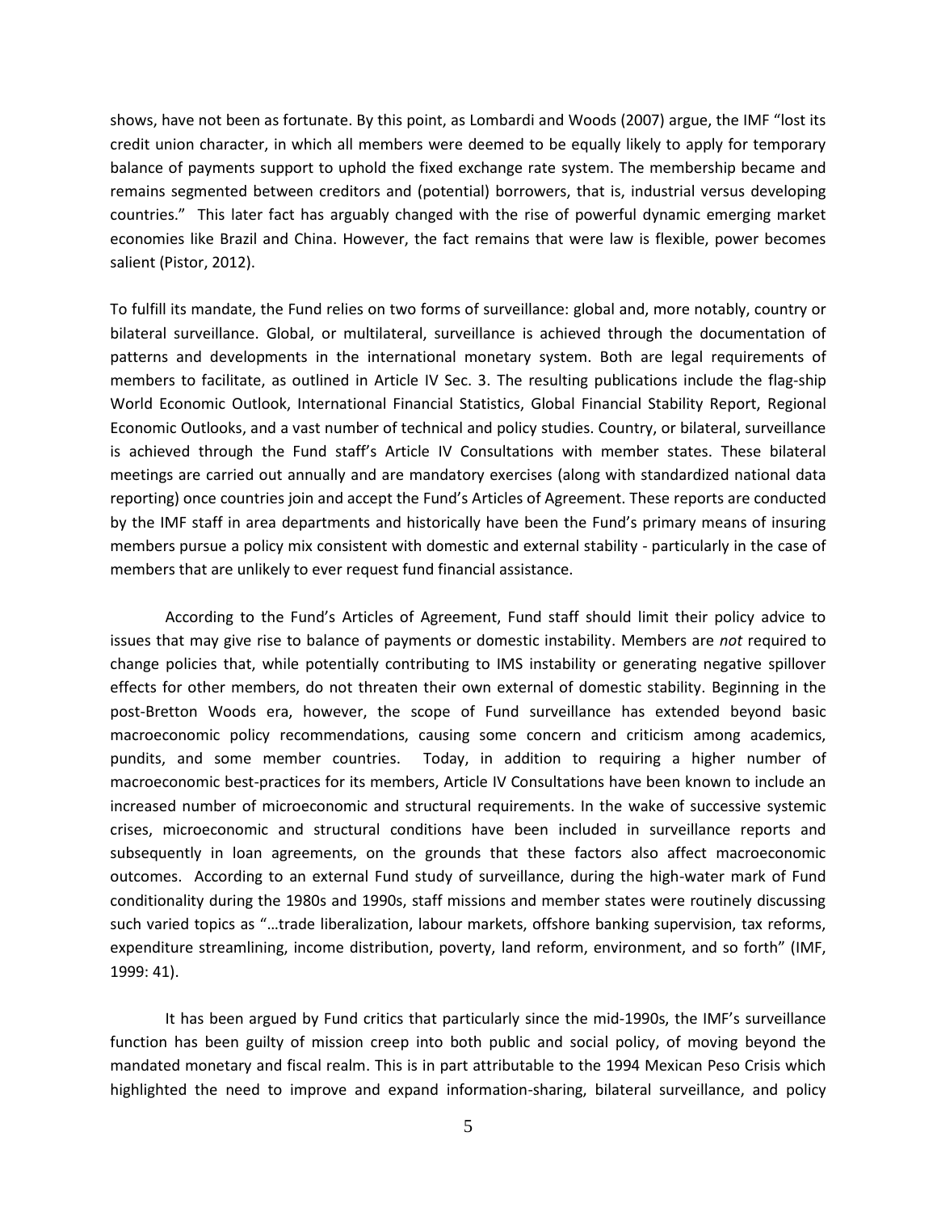shows, have not been as fortunate. By this point, as Lombardi and Woods (2007) argue, the IMF "lost its credit union character, in which all members were deemed to be equally likely to apply for temporary balance of payments support to uphold the fixed exchange rate system. The membership became and remains segmented between creditors and (potential) borrowers, that is, industrial versus developing countries." This later fact has arguably changed with the rise of powerful dynamic emerging market economies like Brazil and China. However, the fact remains that were law is flexible, power becomes salient (Pistor, 2012).

To fulfill its mandate, the Fund relies on two forms of surveillance: global and, more notably, country or bilateral surveillance. Global, or multilateral, surveillance is achieved through the documentation of patterns and developments in the international monetary system. Both are legal requirements of members to facilitate, as outlined in Article IV Sec. 3. The resulting publications include the flag-ship World Economic Outlook, International Financial Statistics, Global Financial Stability Report, Regional Economic Outlooks, and a vast number of technical and policy studies. Country, or bilateral, surveillance is achieved through the Fund staff's Article IV Consultations with member states. These bilateral meetings are carried out annually and are mandatory exercises (along with standardized national data reporting) once countries join and accept the Fund's Articles of Agreement. These reports are conducted by the IMF staff in area departments and historically have been the Fund's primary means of insuring members pursue a policy mix consistent with domestic and external stability - particularly in the case of members that are unlikely to ever request fund financial assistance.

According to the Fund's Articles of Agreement, Fund staff should limit their policy advice to issues that may give rise to balance of payments or domestic instability. Members are *not* required to change policies that, while potentially contributing to IMS instability or generating negative spillover effects for other members, do not threaten their own external of domestic stability. Beginning in the post-Bretton Woods era, however, the scope of Fund surveillance has extended beyond basic macroeconomic policy recommendations, causing some concern and criticism among academics, pundits, and some member countries. Today, in addition to requiring a higher number of macroeconomic best-practices for its members, Article IV Consultations have been known to include an increased number of microeconomic and structural requirements. In the wake of successive systemic crises, microeconomic and structural conditions have been included in surveillance reports and subsequently in loan agreements, on the grounds that these factors also affect macroeconomic outcomes. According to an external Fund study of surveillance, during the high-water mark of Fund conditionality during the 1980s and 1990s, staff missions and member states were routinely discussing such varied topics as "…trade liberalization, labour markets, offshore banking supervision, tax reforms, expenditure streamlining, income distribution, poverty, land reform, environment, and so forth" (IMF, 1999: 41).

It has been argued by Fund critics that particularly since the mid-1990s, the IMF's surveillance function has been guilty of mission creep into both public and social policy, of moving beyond the mandated monetary and fiscal realm. This is in part attributable to the 1994 Mexican Peso Crisis which highlighted the need to improve and expand information-sharing, bilateral surveillance, and policy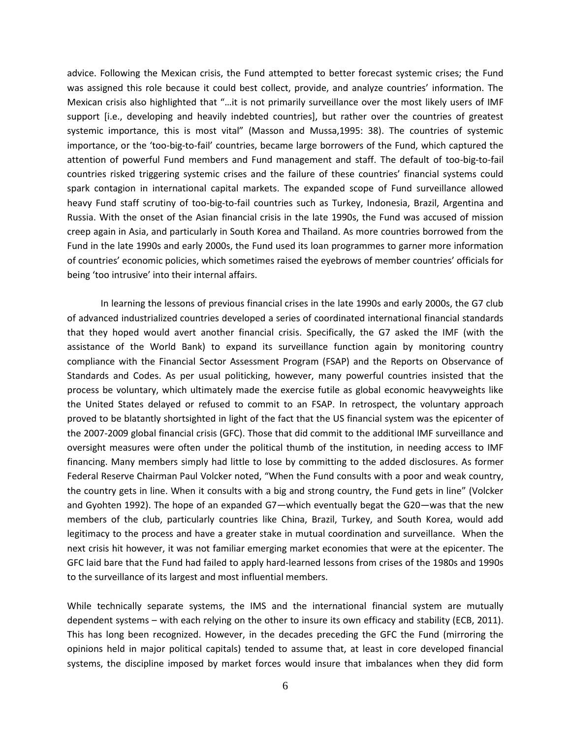advice. Following the Mexican crisis, the Fund attempted to better forecast systemic crises; the Fund was assigned this role because it could best collect, provide, and analyze countries' information. The Mexican crisis also highlighted that "…it is not primarily surveillance over the most likely users of IMF support [i.e., developing and heavily indebted countries], but rather over the countries of greatest systemic importance, this is most vital" (Masson and Mussa,1995: 38). The countries of systemic importance, or the 'too-big-to-fail' countries, became large borrowers of the Fund, which captured the attention of powerful Fund members and Fund management and staff. The default of too-big-to-fail countries risked triggering systemic crises and the failure of these countries' financial systems could spark contagion in international capital markets. The expanded scope of Fund surveillance allowed heavy Fund staff scrutiny of too-big-to-fail countries such as Turkey, Indonesia, Brazil, Argentina and Russia. With the onset of the Asian financial crisis in the late 1990s, the Fund was accused of mission creep again in Asia, and particularly in South Korea and Thailand. As more countries borrowed from the Fund in the late 1990s and early 2000s, the Fund used its loan programmes to garner more information of countries' economic policies, which sometimes raised the eyebrows of member countries' officials for being 'too intrusive' into their internal affairs.

In learning the lessons of previous financial crises in the late 1990s and early 2000s, the G7 club of advanced industrialized countries developed a series of coordinated international financial standards that they hoped would avert another financial crisis. Specifically, the G7 asked the IMF (with the assistance of the World Bank) to expand its surveillance function again by monitoring country compliance with the Financial Sector Assessment Program (FSAP) and the Reports on Observance of Standards and Codes. As per usual politicking, however, many powerful countries insisted that the process be voluntary, which ultimately made the exercise futile as global economic heavyweights like the United States delayed or refused to commit to an FSAP. In retrospect, the voluntary approach proved to be blatantly shortsighted in light of the fact that the US financial system was the epicenter of the 2007-2009 global financial crisis (GFC). Those that did commit to the additional IMF surveillance and oversight measures were often under the political thumb of the institution, in needing access to IMF financing. Many members simply had little to lose by committing to the added disclosures. As former Federal Reserve Chairman Paul Volcker noted, "When the Fund consults with a poor and weak country, the country gets in line. When it consults with a big and strong country, the Fund gets in line" (Volcker and Gyohten 1992). The hope of an expanded G7—which eventually begat the G20—was that the new members of the club, particularly countries like China, Brazil, Turkey, and South Korea, would add legitimacy to the process and have a greater stake in mutual coordination and surveillance. When the next crisis hit however, it was not familiar emerging market economies that were at the epicenter. The GFC laid bare that the Fund had failed to apply hard-learned lessons from crises of the 1980s and 1990s to the surveillance of its largest and most influential members.

While technically separate systems, the IMS and the international financial system are mutually dependent systems – with each relying on the other to insure its own efficacy and stability (ECB, 2011). This has long been recognized. However, in the decades preceding the GFC the Fund (mirroring the opinions held in major political capitals) tended to assume that, at least in core developed financial systems, the discipline imposed by market forces would insure that imbalances when they did form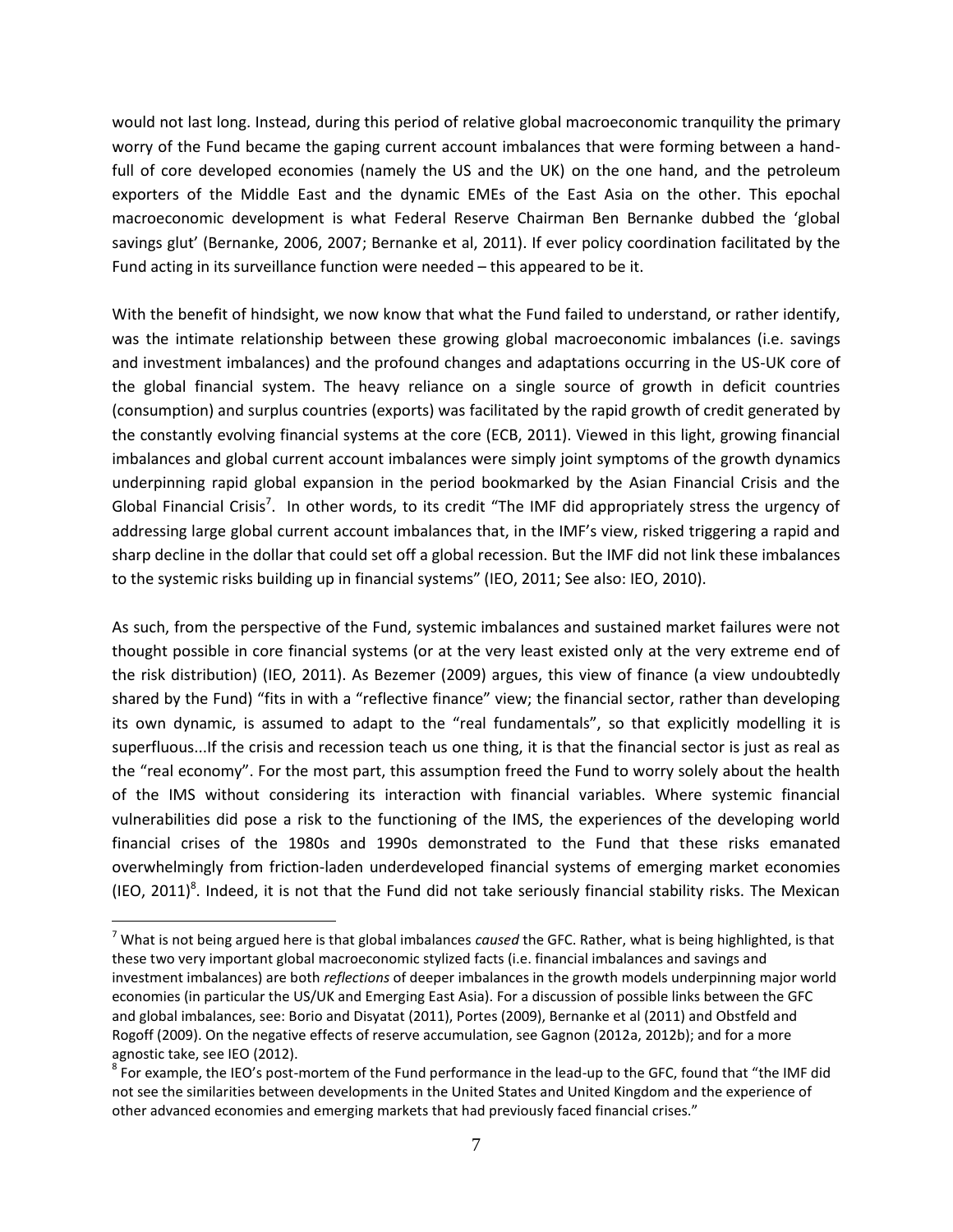would not last long. Instead, during this period of relative global macroeconomic tranquility the primary worry of the Fund became the gaping current account imbalances that were forming between a hand-full of core developed economies (namely the US and the UK) on the one hand, and the petroleum exporters of the Middle East and the dynamic EMEs of the East Asia on the other. This epochal macroeconomic development is what Federal Reserve Chairman Ben Bernanke dubbed the 'global savings glut' (Bernanke, 2006, 2007; Bernanke et al, 2011). If ever policy coordination facilitated by the Fund acting in its surveillance function were needed – this appeared to be it.

With the benefit of hindsight, we now know that what the Fund failed to understand, or rather identify, was the intimate relationship between these growing global macroeconomic imbalances (i.e. savings and investment imbalances) and the profound changes and adaptations occurring in the US-UK core of the global financial system. The heavy reliance on a single source of growth in deficit countries (consumption) and surplus countries (exports) was facilitated by the rapid growth of credit generated by the constantly evolving financial systems at the core (ECB, 2011). Viewed in this light, growing financial imbalances and global current account imbalances were simply joint symptoms of the growth dynamics underpinning rapid global expansion in the period bookmarked by the Asian Financial Crisis and the Global Financial Crisis[7]. In other words, to its credit "The IMF did appropriately stress the urgency of addressing large global current account imbalances that, in the IMF's view, risked triggering a rapid and sharp decline in the dollar that could set off a global recession. But the IMF did not link these imbalances to the systemic risks building up in financial systems" (IEO, 2011; See also: IEO, 2010).

As such, from the perspective of the Fund, systemic imbalances and sustained market failures were not thought possible in core financial systems (or at the very least existed only at the very extreme end of the risk distribution) (IEO, 2011). As Bezemer (2009) argues, this view of finance (a view undoubtedly shared by the Fund) "fits in with a "reflective finance" view; the financial sector, rather than developing its own dynamic, is assumed to adapt to the "real fundamentals", so that explicitly modelling it is superfluous...If the crisis and recession teach us one thing, it is that the financial sector is just as real as the "real economy". For the most part, this assumption freed the Fund to worry solely about the health of the IMS without considering its interaction with financial variables. Where systemic financial vulnerabilities did pose a risk to the functioning of the IMS, the experiences of the developing world financial crises of the 1980s and 1990s demonstrated to the Fund that these risks emanated overwhelmingly from friction-laden underdeveloped financial systems of emerging market economies (IEO, 2011)[8]. Indeed, it is not that the Fund did not take seriously financial stability risks. The Mexican

[7] What is not being argued here is that global imbalances *caused* the GFC. Rather, what is being highlighted, is that these two very important global macroeconomic stylized facts (i.e. financial imbalances and savings and investment imbalances) are both *reflections* of deeper imbalances in the growth models underpinning major world economies (in particular the US/UK and Emerging East Asia). For a discussion of possible links between the GFC and global imbalances, see: Borio and Disyatat (2011), Portes (2009), Bernanke et al (2011) and Obstfeld and Rogoff (2009). On the negative effects of reserve accumulation, see Gagnon (2012a, 2012b); and for a more agnostic take, see IEO (2012).

[8] For example, the IEO's post-mortem of the Fund performance in the lead-up to the GFC, found that "the IMF did not see the similarities between developments in the United States and United Kingdom and the experience of other advanced economies and emerging markets that had previously faced financial crises."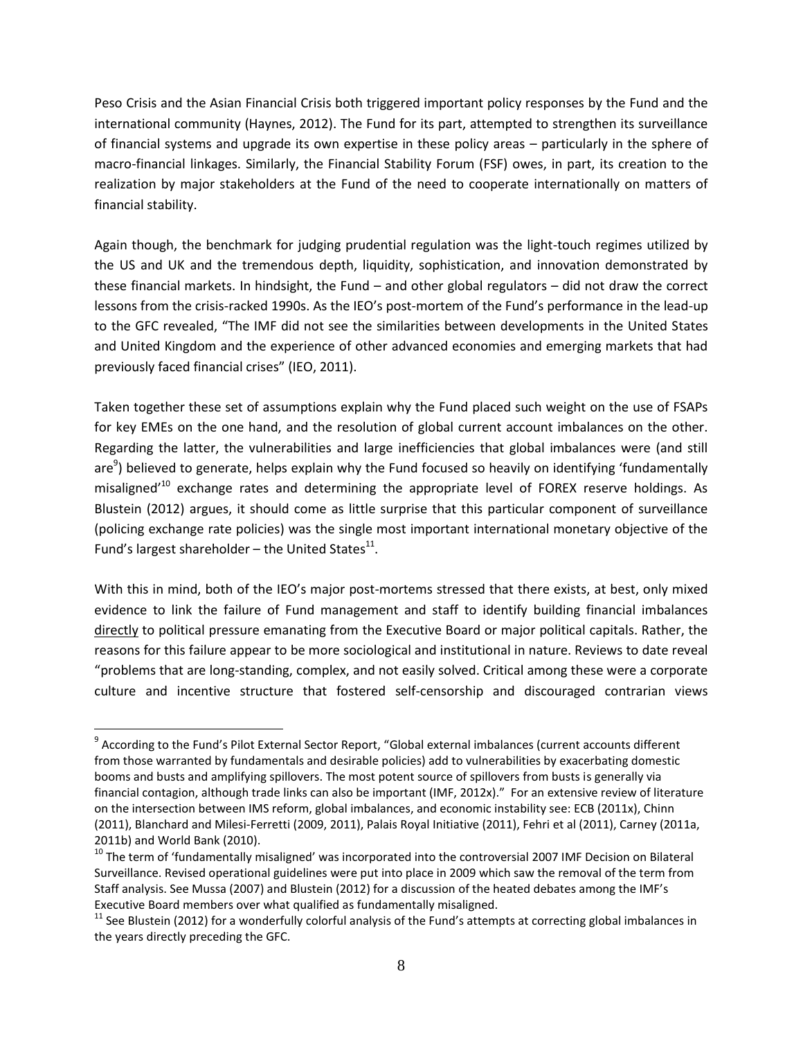Peso Crisis and the Asian Financial Crisis both triggered important policy responses by the Fund and the international community (Haynes, 2012). The Fund for its part, attempted to strengthen its surveillance of financial systems and upgrade its own expertise in these policy areas – particularly in the sphere of macro-financial linkages. Similarly, the Financial Stability Forum (FSF) owes, in part, its creation to the realization by major stakeholders at the Fund of the need to cooperate internationally on matters of financial stability.

Again though, the benchmark for judging prudential regulation was the light-touch regimes utilized by the US and UK and the tremendous depth, liquidity, sophistication, and innovation demonstrated by these financial markets. In hindsight, the Fund – and other global regulators – did not draw the correct lessons from the crisis-racked 1990s. As the IEO's post-mortem of the Fund's performance in the lead-up to the GFC revealed, "The IMF did not see the similarities between developments in the United States and United Kingdom and the experience of other advanced economies and emerging markets that had previously faced financial crises" (IEO, 2011).

Taken together these set of assumptions explain why the Fund placed such weight on the use of FSAPs for key EMEs on the one hand, and the resolution of global current account imbalances on the other. Regarding the latter, the vulnerabilities and large inefficiencies that global imbalances were (and still are[9]) believed to generate, helps explain why the Fund focused so heavily on identifying 'fundamentally misaligned'[10] exchange rates and determining the appropriate level of FOREX reserve holdings. As Blustein (2012) argues, it should come as little surprise that this particular component of surveillance (policing exchange rate policies) was the single most important international monetary objective of the Fund's largest shareholder – the United States[11].

With this in mind, both of the IEO's major post-mortems stressed that there exists, at best, only mixed evidence to link the failure of Fund management and staff to identify building financial imbalances <u>directly</u> to political pressure emanating from the Executive Board or major political capitals. Rather, the reasons for this failure appear to be more sociological and institutional in nature. Reviews to date reveal "problems that are long-standing, complex, and not easily solved. Critical among these were a corporate culture and incentive structure that fostered self-censorship and discouraged contrarian views

---

[9] According to the Fund's Pilot External Sector Report, "Global external imbalances (current accounts different from those warranted by fundamentals and desirable policies) add to vulnerabilities by exacerbating domestic booms and busts and amplifying spillovers. The most potent source of spillovers from busts is generally via financial contagion, although trade links can also be important (IMF, 2012x)." For an extensive review of literature on the intersection between IMS reform, global imbalances, and economic instability see: ECB (2011x), Chinn (2011), Blanchard and Milesi-Ferretti (2009, 2011), Palais Royal Initiative (2011), Fehri et al (2011), Carney (2011a, 2011b) and World Bank (2010).

[10] The term of 'fundamentally misaligned' was incorporated into the controversial 2007 IMF Decision on Bilateral Surveillance. Revised operational guidelines were put into place in 2009 which saw the removal of the term from Staff analysis. See Mussa (2007) and Blustein (2012) for a discussion of the heated debates among the IMF's Executive Board members over what qualified as fundamentally misaligned.

[11] See Blustein (2012) for a wonderfully colorful analysis of the Fund's attempts at correcting global imbalances in the years directly preceding the GFC.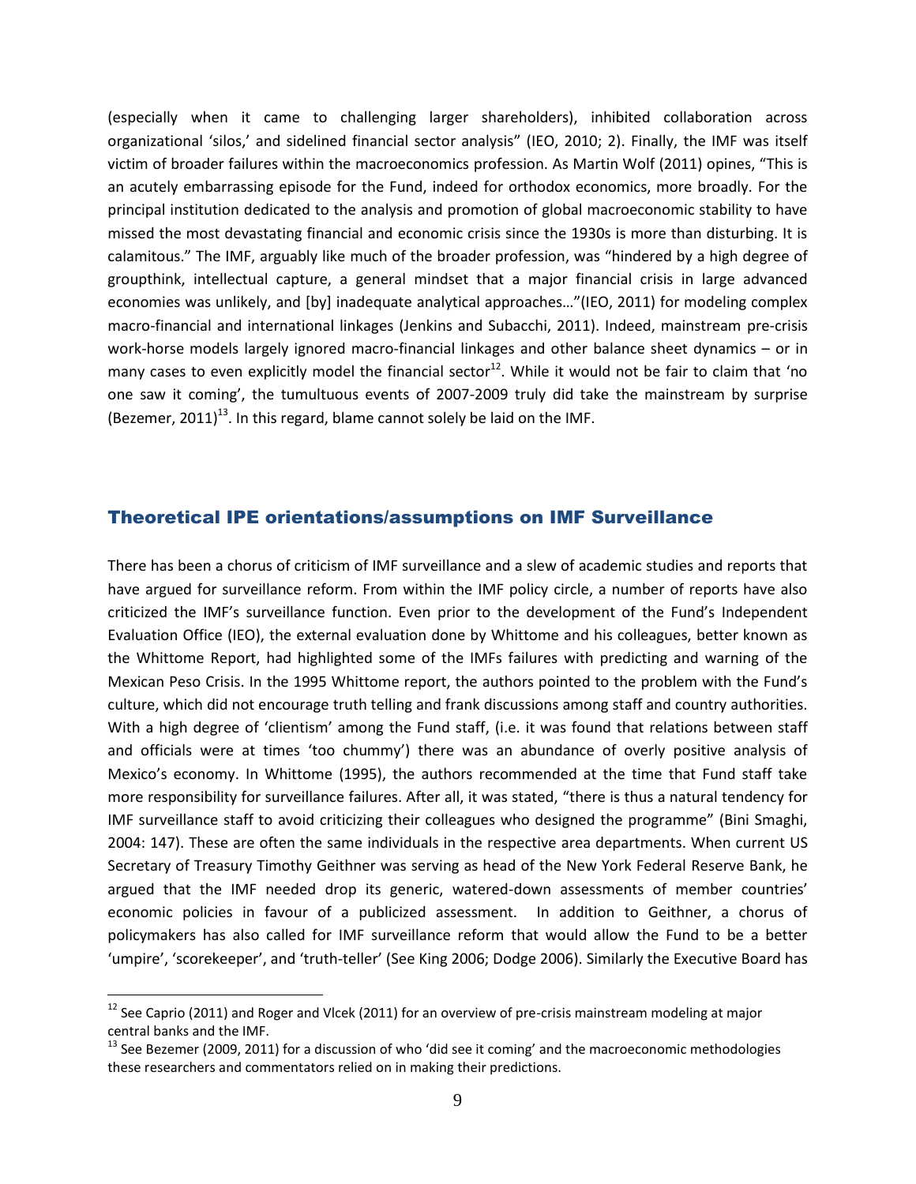(especially when it came to challenging larger shareholders), inhibited collaboration across organizational 'silos,' and sidelined financial sector analysis" (IEO, 2010; 2). Finally, the IMF was itself victim of broader failures within the macroeconomics profession. As Martin Wolf (2011) opines, "This is an acutely embarrassing episode for the Fund, indeed for orthodox economics, more broadly. For the principal institution dedicated to the analysis and promotion of global macroeconomic stability to have missed the most devastating financial and economic crisis since the 1930s is more than disturbing. It is calamitous." The IMF, arguably like much of the broader profession, was "hindered by a high degree of groupthink, intellectual capture, a general mindset that a major financial crisis in large advanced economies was unlikely, and [by] inadequate analytical approaches…"(IEO, 2011) for modeling complex macro-financial and international linkages (Jenkins and Subacchi, 2011). Indeed, mainstream pre-crisis work-horse models largely ignored macro-financial linkages and other balance sheet dynamics – or in many cases to even explicitly model the financial sector[12]. While it would not be fair to claim that 'no one saw it coming', the tumultuous events of 2007-2009 truly did take the mainstream by surprise (Bezemer, 2011)[13]. In this regard, blame cannot solely be laid on the IMF.

## Theoretical IPE orientations/assumptions on IMF Surveillance

There has been a chorus of criticism of IMF surveillance and a slew of academic studies and reports that have argued for surveillance reform. From within the IMF policy circle, a number of reports have also criticized the IMF's surveillance function. Even prior to the development of the Fund's Independent Evaluation Office (IEO), the external evaluation done by Whittome and his colleagues, better known as the Whittome Report, had highlighted some of the IMFs failures with predicting and warning of the Mexican Peso Crisis. In the 1995 Whittome report, the authors pointed to the problem with the Fund's culture, which did not encourage truth telling and frank discussions among staff and country authorities. With a high degree of 'clientism' among the Fund staff, (i.e. it was found that relations between staff and officials were at times 'too chummy') there was an abundance of overly positive analysis of Mexico's economy. In Whittome (1995), the authors recommended at the time that Fund staff take more responsibility for surveillance failures. After all, it was stated, "there is thus a natural tendency for IMF surveillance staff to avoid criticizing their colleagues who designed the programme" (Bini Smaghi, 2004: 147). These are often the same individuals in the respective area departments. When current US Secretary of Treasury Timothy Geithner was serving as head of the New York Federal Reserve Bank, he argued that the IMF needed drop its generic, watered-down assessments of member countries' economic policies in favour of a publicized assessment. In addition to Geithner, a chorus of policymakers has also called for IMF surveillance reform that would allow the Fund to be a better 'umpire', 'scorekeeper', and 'truth-teller' (See King 2006; Dodge 2006). Similarly the Executive Board has

---

[12] See Caprio (2011) and Roger and Vlcek (2011) for an overview of pre-crisis mainstream modeling at major central banks and the IMF.

[13] See Bezemer (2009, 2011) for a discussion of who 'did see it coming' and the macroeconomic methodologies these researchers and commentators relied on in making their predictions.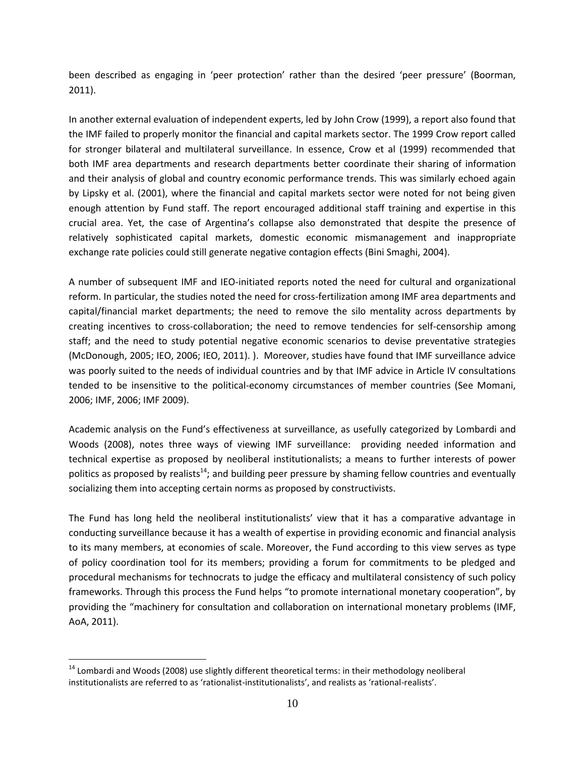been described as engaging in 'peer protection' rather than the desired 'peer pressure' (Boorman, 2011).

In another external evaluation of independent experts, led by John Crow (1999), a report also found that the IMF failed to properly monitor the financial and capital markets sector. The 1999 Crow report called for stronger bilateral and multilateral surveillance. In essence, Crow et al (1999) recommended that both IMF area departments and research departments better coordinate their sharing of information and their analysis of global and country economic performance trends. This was similarly echoed again by Lipsky et al. (2001), where the financial and capital markets sector were noted for not being given enough attention by Fund staff. The report encouraged additional staff training and expertise in this crucial area. Yet, the case of Argentina's collapse also demonstrated that despite the presence of relatively sophisticated capital markets, domestic economic mismanagement and inappropriate exchange rate policies could still generate negative contagion effects (Bini Smaghi, 2004).

A number of subsequent IMF and IEO-initiated reports noted the need for cultural and organizational reform. In particular, the studies noted the need for cross-fertilization among IMF area departments and capital/financial market departments; the need to remove the silo mentality across departments by creating incentives to cross-collaboration; the need to remove tendencies for self-censorship among staff; and the need to study potential negative economic scenarios to devise preventative strategies (McDonough, 2005; IEO, 2006; IEO, 2011). ). Moreover, studies have found that IMF surveillance advice was poorly suited to the needs of individual countries and by that IMF advice in Article IV consultations tended to be insensitive to the political-economy circumstances of member countries (See Momani, 2006; IMF, 2006; IMF 2009).

Academic analysis on the Fund's effectiveness at surveillance, as usefully categorized by Lombardi and Woods (2008), notes three ways of viewing IMF surveillance: providing needed information and technical expertise as proposed by neoliberal institutionalists; a means to further interests of power politics as proposed by realists[14]; and building peer pressure by shaming fellow countries and eventually socializing them into accepting certain norms as proposed by constructivists.

The Fund has long held the neoliberal institutionalists' view that it has a comparative advantage in conducting surveillance because it has a wealth of expertise in providing economic and financial analysis to its many members, at economies of scale. Moreover, the Fund according to this view serves as type of policy coordination tool for its members; providing a forum for commitments to be pledged and procedural mechanisms for technocrats to judge the efficacy and multilateral consistency of such policy frameworks. Through this process the Fund helps "to promote international monetary cooperation", by providing the "machinery for consultation and collaboration on international monetary problems (IMF, AoA, 2011).

[14] Lombardi and Woods (2008) use slightly different theoretical terms: in their methodology neoliberal institutionalists are referred to as 'rationalist-institutionalists', and realists as 'rational-realists'.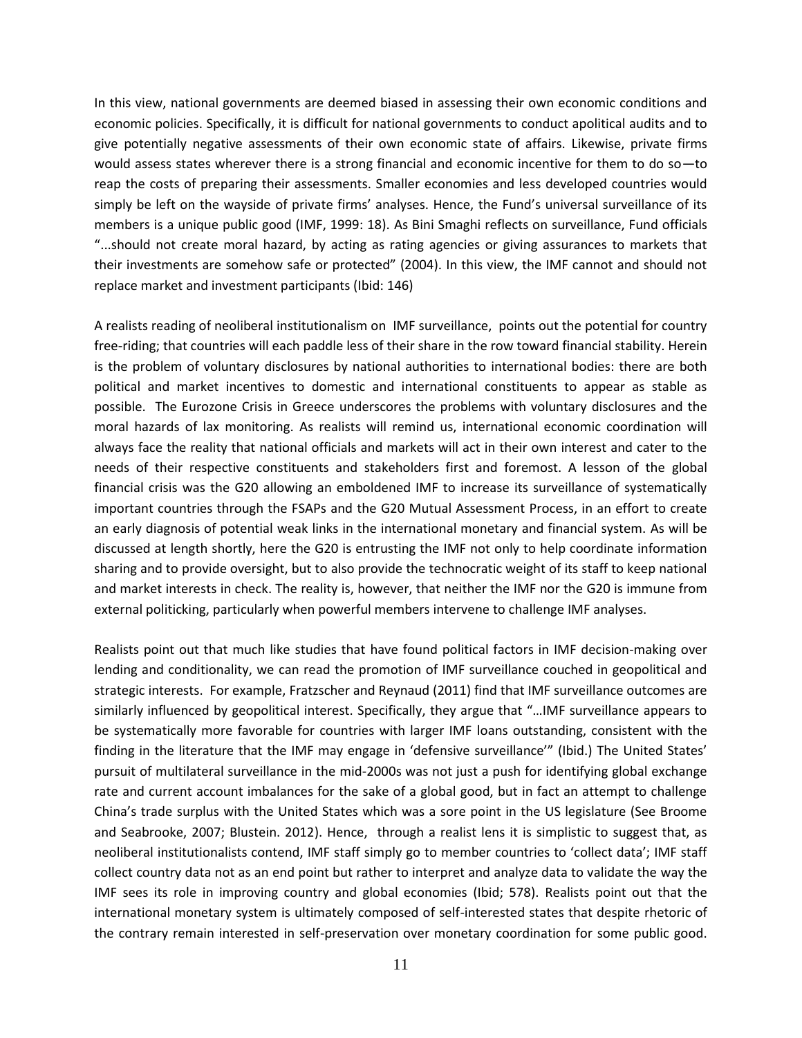In this view, national governments are deemed biased in assessing their own economic conditions and economic policies. Specifically, it is difficult for national governments to conduct apolitical audits and to give potentially negative assessments of their own economic state of affairs. Likewise, private firms would assess states wherever there is a strong financial and economic incentive for them to do so—to reap the costs of preparing their assessments. Smaller economies and less developed countries would simply be left on the wayside of private firms' analyses. Hence, the Fund's universal surveillance of its members is a unique public good (IMF, 1999: 18). As Bini Smaghi reflects on surveillance, Fund officials "...should not create moral hazard, by acting as rating agencies or giving assurances to markets that their investments are somehow safe or protected" (2004). In this view, the IMF cannot and should not replace market and investment participants (Ibid: 146)

A realists reading of neoliberal institutionalism on IMF surveillance, points out the potential for country free-riding; that countries will each paddle less of their share in the row toward financial stability. Herein is the problem of voluntary disclosures by national authorities to international bodies: there are both political and market incentives to domestic and international constituents to appear as stable as possible. The Eurozone Crisis in Greece underscores the problems with voluntary disclosures and the moral hazards of lax monitoring. As realists will remind us, international economic coordination will always face the reality that national officials and markets will act in their own interest and cater to the needs of their respective constituents and stakeholders first and foremost. A lesson of the global financial crisis was the G20 allowing an emboldened IMF to increase its surveillance of systematically important countries through the FSAPs and the G20 Mutual Assessment Process, in an effort to create an early diagnosis of potential weak links in the international monetary and financial system. As will be discussed at length shortly, here the G20 is entrusting the IMF not only to help coordinate information sharing and to provide oversight, but to also provide the technocratic weight of its staff to keep national and market interests in check. The reality is, however, that neither the IMF nor the G20 is immune from external politicking, particularly when powerful members intervene to challenge IMF analyses.

Realists point out that much like studies that have found political factors in IMF decision-making over lending and conditionality, we can read the promotion of IMF surveillance couched in geopolitical and strategic interests. For example, Fratzscher and Reynaud (2011) find that IMF surveillance outcomes are similarly influenced by geopolitical interest. Specifically, they argue that "…IMF surveillance appears to be systematically more favorable for countries with larger IMF loans outstanding, consistent with the finding in the literature that the IMF may engage in 'defensive surveillance'" (Ibid.) The United States' pursuit of multilateral surveillance in the mid-2000s was not just a push for identifying global exchange rate and current account imbalances for the sake of a global good, but in fact an attempt to challenge China's trade surplus with the United States which was a sore point in the US legislature (See Broome and Seabrooke, 2007; Blustein. 2012). Hence, through a realist lens it is simplistic to suggest that, as neoliberal institutionalists contend, IMF staff simply go to member countries to 'collect data'; IMF staff collect country data not as an end point but rather to interpret and analyze data to validate the way the IMF sees its role in improving country and global economies (Ibid; 578). Realists point out that the international monetary system is ultimately composed of self-interested states that despite rhetoric of the contrary remain interested in self-preservation over monetary coordination for some public good.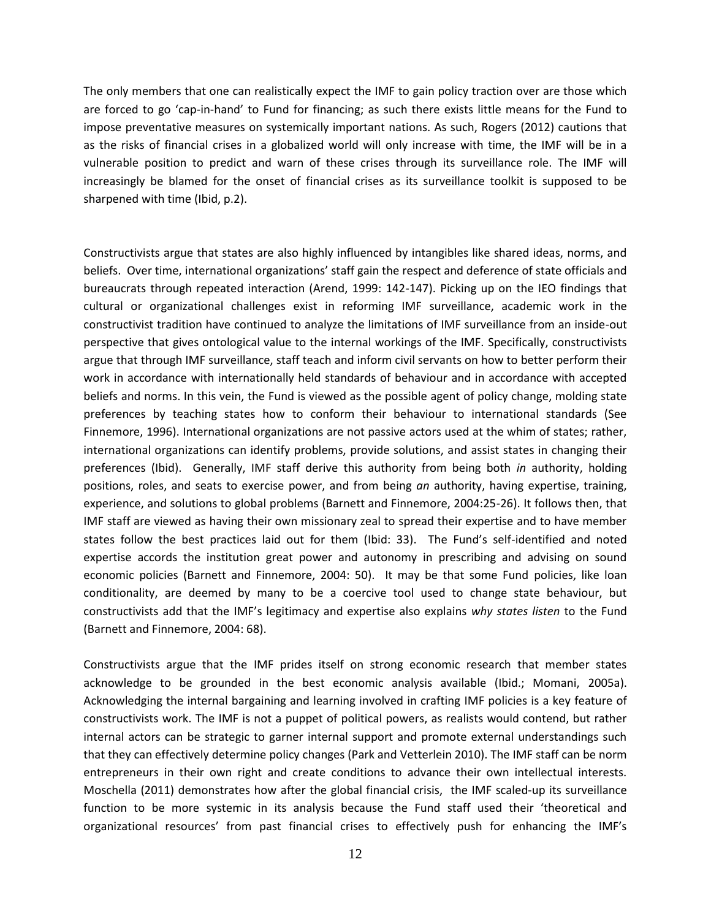The only members that one can realistically expect the IMF to gain policy traction over are those which are forced to go 'cap-in-hand' to Fund for financing; as such there exists little means for the Fund to impose preventative measures on systemically important nations. As such, Rogers (2012) cautions that as the risks of financial crises in a globalized world will only increase with time, the IMF will be in a vulnerable position to predict and warn of these crises through its surveillance role. The IMF will increasingly be blamed for the onset of financial crises as its surveillance toolkit is supposed to be sharpened with time (Ibid, p.2).

Constructivists argue that states are also highly influenced by intangibles like shared ideas, norms, and beliefs. Over time, international organizations' staff gain the respect and deference of state officials and bureaucrats through repeated interaction (Arend, 1999: 142-147). Picking up on the IEO findings that cultural or organizational challenges exist in reforming IMF surveillance, academic work in the constructivist tradition have continued to analyze the limitations of IMF surveillance from an inside-out perspective that gives ontological value to the internal workings of the IMF. Specifically, constructivists argue that through IMF surveillance, staff teach and inform civil servants on how to better perform their work in accordance with internationally held standards of behaviour and in accordance with accepted beliefs and norms. In this vein, the Fund is viewed as the possible agent of policy change, molding state preferences by teaching states how to conform their behaviour to international standards (See Finnemore, 1996). International organizations are not passive actors used at the whim of states; rather, international organizations can identify problems, provide solutions, and assist states in changing their preferences (Ibid). Generally, IMF staff derive this authority from being both *in* authority, holding positions, roles, and seats to exercise power, and from being *an* authority, having expertise, training, experience, and solutions to global problems (Barnett and Finnemore, 2004:25-26). It follows then, that IMF staff are viewed as having their own missionary zeal to spread their expertise and to have member states follow the best practices laid out for them (Ibid: 33). The Fund's self-identified and noted expertise accords the institution great power and autonomy in prescribing and advising on sound economic policies (Barnett and Finnemore, 2004: 50). It may be that some Fund policies, like loan conditionality, are deemed by many to be a coercive tool used to change state behaviour, but constructivists add that the IMF's legitimacy and expertise also explains *why states listen* to the Fund (Barnett and Finnemore, 2004: 68).

Constructivists argue that the IMF prides itself on strong economic research that member states acknowledge to be grounded in the best economic analysis available (Ibid.; Momani, 2005a). Acknowledging the internal bargaining and learning involved in crafting IMF policies is a key feature of constructivists work. The IMF is not a puppet of political powers, as realists would contend, but rather internal actors can be strategic to garner internal support and promote external understandings such that they can effectively determine policy changes (Park and Vetterlein 2010). The IMF staff can be norm entrepreneurs in their own right and create conditions to advance their own intellectual interests. Moschella (2011) demonstrates how after the global financial crisis, the IMF scaled-up its surveillance function to be more systemic in its analysis because the Fund staff used their 'theoretical and organizational resources' from past financial crises to effectively push for enhancing the IMF's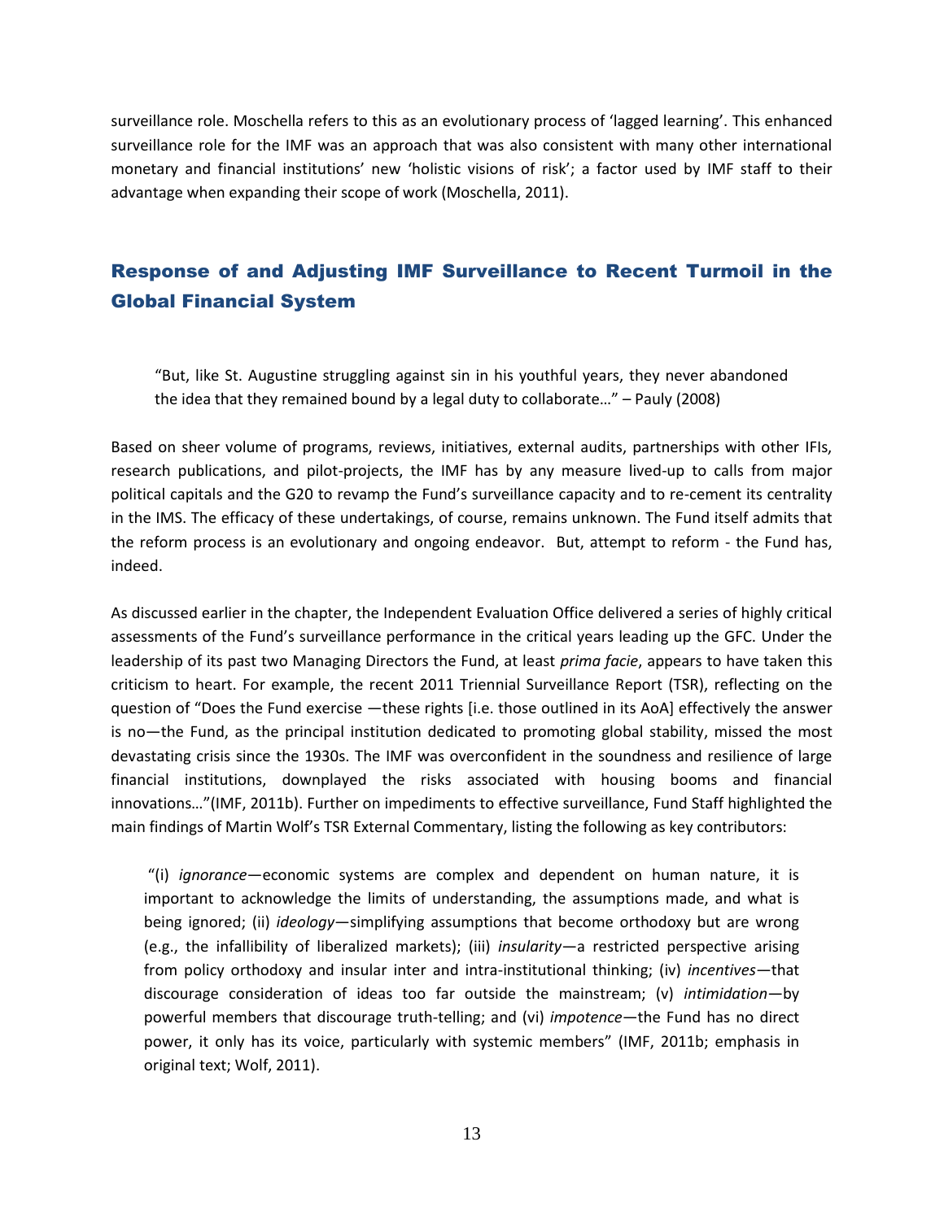surveillance role. Moschella refers to this as an evolutionary process of 'lagged learning'. This enhanced surveillance role for the IMF was an approach that was also consistent with many other international monetary and financial institutions' new 'holistic visions of risk'; a factor used by IMF staff to their advantage when expanding their scope of work (Moschella, 2011).

## Response of and Adjusting IMF Surveillance to Recent Turmoil in the Global Financial System

> "But, like St. Augustine struggling against sin in his youthful years, they never abandoned the idea that they remained bound by a legal duty to collaborate…" – Pauly (2008)

Based on sheer volume of programs, reviews, initiatives, external audits, partnerships with other IFIs, research publications, and pilot-projects, the IMF has by any measure lived-up to calls from major political capitals and the G20 to revamp the Fund's surveillance capacity and to re-cement its centrality in the IMS. The efficacy of these undertakings, of course, remains unknown. The Fund itself admits that the reform process is an evolutionary and ongoing endeavor. But, attempt to reform - the Fund has, indeed.

As discussed earlier in the chapter, the Independent Evaluation Office delivered a series of highly critical assessments of the Fund's surveillance performance in the critical years leading up the GFC. Under the leadership of its past two Managing Directors the Fund, at least *prima facie*, appears to have taken this criticism to heart. For example, the recent 2011 Triennial Surveillance Report (TSR), reflecting on the question of "Does the Fund exercise —these rights [i.e. those outlined in its AoA] effectively the answer is no—the Fund, as the principal institution dedicated to promoting global stability, missed the most devastating crisis since the 1930s. The IMF was overconfident in the soundness and resilience of large financial institutions, downplayed the risks associated with housing booms and financial innovations…"(IMF, 2011b). Further on impediments to effective surveillance, Fund Staff highlighted the main findings of Martin Wolf's TSR External Commentary, listing the following as key contributors:

> "(i) *ignorance*—economic systems are complex and dependent on human nature, it is important to acknowledge the limits of understanding, the assumptions made, and what is being ignored; (ii) *ideology*—simplifying assumptions that become orthodoxy but are wrong (e.g., the infallibility of liberalized markets); (iii) *insularity*—a restricted perspective arising from policy orthodoxy and insular inter and intra-institutional thinking; (iv) *incentives*—that discourage consideration of ideas too far outside the mainstream; (v) *intimidation*—by powerful members that discourage truth-telling; and (vi) *impotence*—the Fund has no direct power, it only has its voice, particularly with systemic members" (IMF, 2011b; emphasis in original text; Wolf, 2011).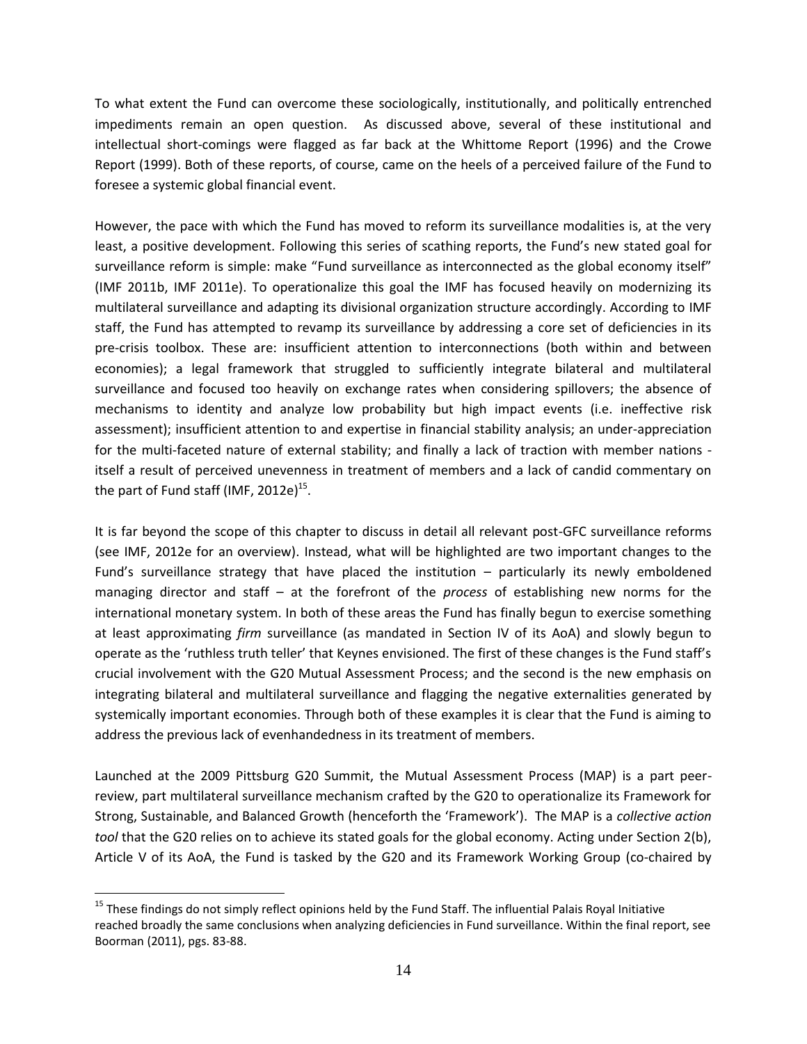To what extent the Fund can overcome these sociologically, institutionally, and politically entrenched impediments remain an open question. As discussed above, several of these institutional and intellectual short-comings were flagged as far back at the Whittome Report (1996) and the Crowe Report (1999). Both of these reports, of course, came on the heels of a perceived failure of the Fund to foresee a systemic global financial event.

However, the pace with which the Fund has moved to reform its surveillance modalities is, at the very least, a positive development. Following this series of scathing reports, the Fund's new stated goal for surveillance reform is simple: make "Fund surveillance as interconnected as the global economy itself" (IMF 2011b, IMF 2011e). To operationalize this goal the IMF has focused heavily on modernizing its multilateral surveillance and adapting its divisional organization structure accordingly. According to IMF staff, the Fund has attempted to revamp its surveillance by addressing a core set of deficiencies in its pre-crisis toolbox. These are: insufficient attention to interconnections (both within and between economies); a legal framework that struggled to sufficiently integrate bilateral and multilateral surveillance and focused too heavily on exchange rates when considering spillovers; the absence of mechanisms to identity and analyze low probability but high impact events (i.e. ineffective risk assessment); insufficient attention to and expertise in financial stability analysis; an under-appreciation for the multi-faceted nature of external stability; and finally a lack of traction with member nations - itself a result of perceived unevenness in treatment of members and a lack of candid commentary on the part of Fund staff (IMF, 2012e)[15].

It is far beyond the scope of this chapter to discuss in detail all relevant post-GFC surveillance reforms (see IMF, 2012e for an overview). Instead, what will be highlighted are two important changes to the Fund's surveillance strategy that have placed the institution – particularly its newly emboldened managing director and staff – at the forefront of the *process* of establishing new norms for the international monetary system. In both of these areas the Fund has finally begun to exercise something at least approximating *firm* surveillance (as mandated in Section IV of its AoA) and slowly begun to operate as the 'ruthless truth teller' that Keynes envisioned. The first of these changes is the Fund staff's crucial involvement with the G20 Mutual Assessment Process; and the second is the new emphasis on integrating bilateral and multilateral surveillance and flagging the negative externalities generated by systemically important economies. Through both of these examples it is clear that the Fund is aiming to address the previous lack of evenhandedness in its treatment of members.

Launched at the 2009 Pittsburg G20 Summit, the Mutual Assessment Process (MAP) is a part peer-review, part multilateral surveillance mechanism crafted by the G20 to operationalize its Framework for Strong, Sustainable, and Balanced Growth (henceforth the 'Framework'). The MAP is a *collective action tool* that the G20 relies on to achieve its stated goals for the global economy. Acting under Section 2(b), Article V of its AoA, the Fund is tasked by the G20 and its Framework Working Group (co-chaired by

[15] These findings do not simply reflect opinions held by the Fund Staff. The influential Palais Royal Initiative reached broadly the same conclusions when analyzing deficiencies in Fund surveillance. Within the final report, see Boorman (2011), pgs. 83-88.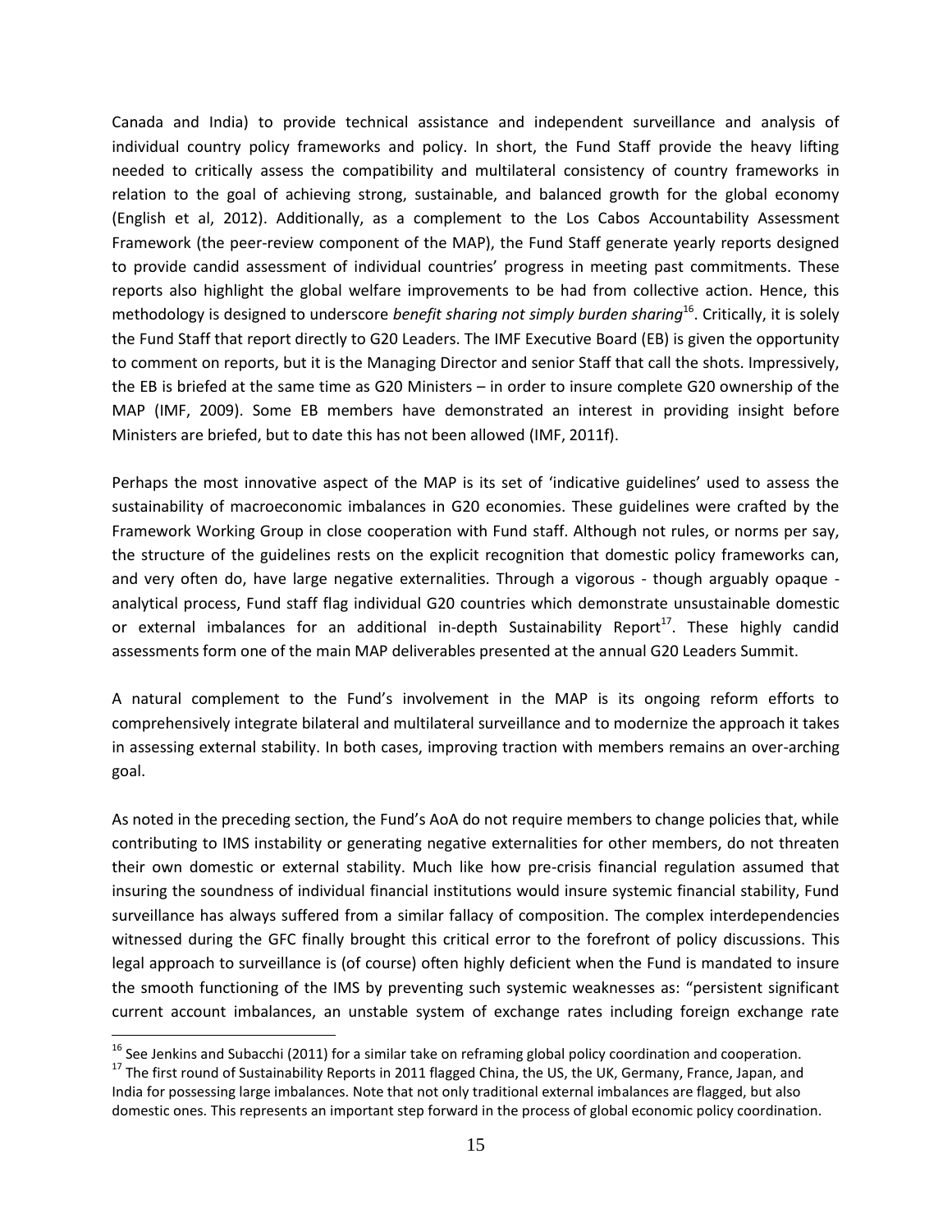Canada and India) to provide technical assistance and independent surveillance and analysis of individual country policy frameworks and policy. In short, the Fund Staff provide the heavy lifting needed to critically assess the compatibility and multilateral consistency of country frameworks in relation to the goal of achieving strong, sustainable, and balanced growth for the global economy (English et al, 2012). Additionally, as a complement to the Los Cabos Accountability Assessment Framework (the peer-review component of the MAP), the Fund Staff generate yearly reports designed to provide candid assessment of individual countries' progress in meeting past commitments. These reports also highlight the global welfare improvements to be had from collective action. Hence, this methodology is designed to underscore *benefit sharing not simply burden sharing*[16]. Critically, it is solely the Fund Staff that report directly to G20 Leaders. The IMF Executive Board (EB) is given the opportunity to comment on reports, but it is the Managing Director and senior Staff that call the shots. Impressively, the EB is briefed at the same time as G20 Ministers – in order to insure complete G20 ownership of the MAP (IMF, 2009). Some EB members have demonstrated an interest in providing insight before Ministers are briefed, but to date this has not been allowed (IMF, 2011f).

Perhaps the most innovative aspect of the MAP is its set of 'indicative guidelines' used to assess the sustainability of macroeconomic imbalances in G20 economies. These guidelines were crafted by the Framework Working Group in close cooperation with Fund staff. Although not rules, or norms per say, the structure of the guidelines rests on the explicit recognition that domestic policy frameworks can, and very often do, have large negative externalities. Through a vigorous - though arguably opaque - analytical process, Fund staff flag individual G20 countries which demonstrate unsustainable domestic or external imbalances for an additional in-depth Sustainability Report[17]. These highly candid assessments form one of the main MAP deliverables presented at the annual G20 Leaders Summit.

A natural complement to the Fund's involvement in the MAP is its ongoing reform efforts to comprehensively integrate bilateral and multilateral surveillance and to modernize the approach it takes in assessing external stability. In both cases, improving traction with members remains an over-arching goal.

As noted in the preceding section, the Fund's AoA do not require members to change policies that, while contributing to IMS instability or generating negative externalities for other members, do not threaten their own domestic or external stability. Much like how pre-crisis financial regulation assumed that insuring the soundness of individual financial institutions would insure systemic financial stability, Fund surveillance has always suffered from a similar fallacy of composition. The complex interdependencies witnessed during the GFC finally brought this critical error to the forefront of policy discussions. This legal approach to surveillance is (of course) often highly deficient when the Fund is mandated to insure the smooth functioning of the IMS by preventing such systemic weaknesses as: "persistent significant current account imbalances, an unstable system of exchange rates including foreign exchange rate

[16] See Jenkins and Subacchi (2011) for a similar take on reframing global policy coordination and cooperation.

[17] The first round of Sustainability Reports in 2011 flagged China, the US, the UK, Germany, France, Japan, and India for possessing large imbalances. Note that not only traditional external imbalances are flagged, but also domestic ones. This represents an important step forward in the process of global economic policy coordination.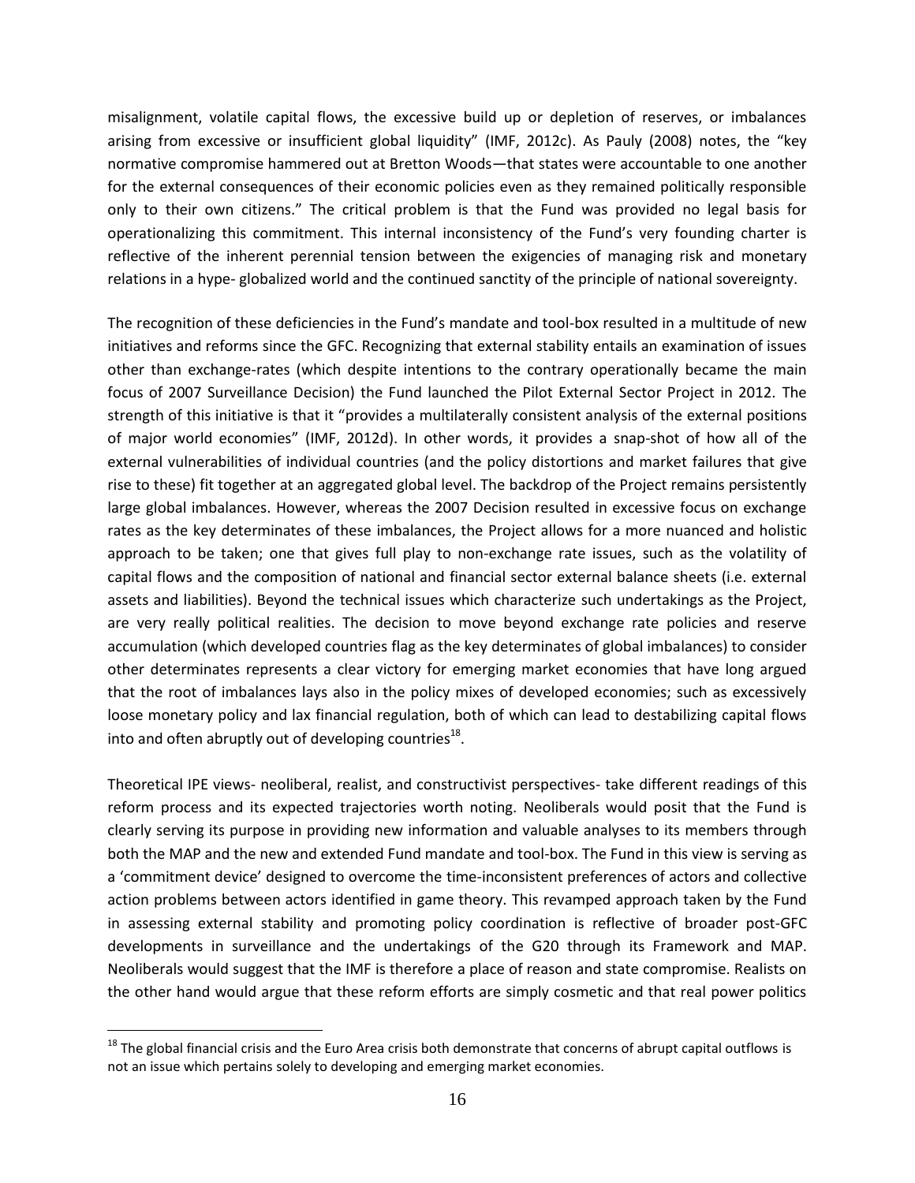misalignment, volatile capital flows, the excessive build up or depletion of reserves, or imbalances arising from excessive or insufficient global liquidity" (IMF, 2012c). As Pauly (2008) notes, the "key normative compromise hammered out at Bretton Woods—that states were accountable to one another for the external consequences of their economic policies even as they remained politically responsible only to their own citizens." The critical problem is that the Fund was provided no legal basis for operationalizing this commitment. This internal inconsistency of the Fund's very founding charter is reflective of the inherent perennial tension between the exigencies of managing risk and monetary relations in a hype- globalized world and the continued sanctity of the principle of national sovereignty.

The recognition of these deficiencies in the Fund's mandate and tool-box resulted in a multitude of new initiatives and reforms since the GFC. Recognizing that external stability entails an examination of issues other than exchange-rates (which despite intentions to the contrary operationally became the main focus of 2007 Surveillance Decision) the Fund launched the Pilot External Sector Project in 2012. The strength of this initiative is that it "provides a multilaterally consistent analysis of the external positions of major world economies" (IMF, 2012d). In other words, it provides a snap-shot of how all of the external vulnerabilities of individual countries (and the policy distortions and market failures that give rise to these) fit together at an aggregated global level. The backdrop of the Project remains persistently large global imbalances. However, whereas the 2007 Decision resulted in excessive focus on exchange rates as the key determinates of these imbalances, the Project allows for a more nuanced and holistic approach to be taken; one that gives full play to non-exchange rate issues, such as the volatility of capital flows and the composition of national and financial sector external balance sheets (i.e. external assets and liabilities). Beyond the technical issues which characterize such undertakings as the Project, are very really political realities. The decision to move beyond exchange rate policies and reserve accumulation (which developed countries flag as the key determinates of global imbalances) to consider other determinates represents a clear victory for emerging market economies that have long argued that the root of imbalances lays also in the policy mixes of developed economies; such as excessively loose monetary policy and lax financial regulation, both of which can lead to destabilizing capital flows into and often abruptly out of developing countries[18].

Theoretical IPE views- neoliberal, realist, and constructivist perspectives- take different readings of this reform process and its expected trajectories worth noting. Neoliberals would posit that the Fund is clearly serving its purpose in providing new information and valuable analyses to its members through both the MAP and the new and extended Fund mandate and tool-box. The Fund in this view is serving as a 'commitment device' designed to overcome the time-inconsistent preferences of actors and collective action problems between actors identified in game theory. This revamped approach taken by the Fund in assessing external stability and promoting policy coordination is reflective of broader post-GFC developments in surveillance and the undertakings of the G20 through its Framework and MAP. Neoliberals would suggest that the IMF is therefore a place of reason and state compromise. Realists on the other hand would argue that these reform efforts are simply cosmetic and that real power politics

[18] The global financial crisis and the Euro Area crisis both demonstrate that concerns of abrupt capital outflows is not an issue which pertains solely to developing and emerging market economies.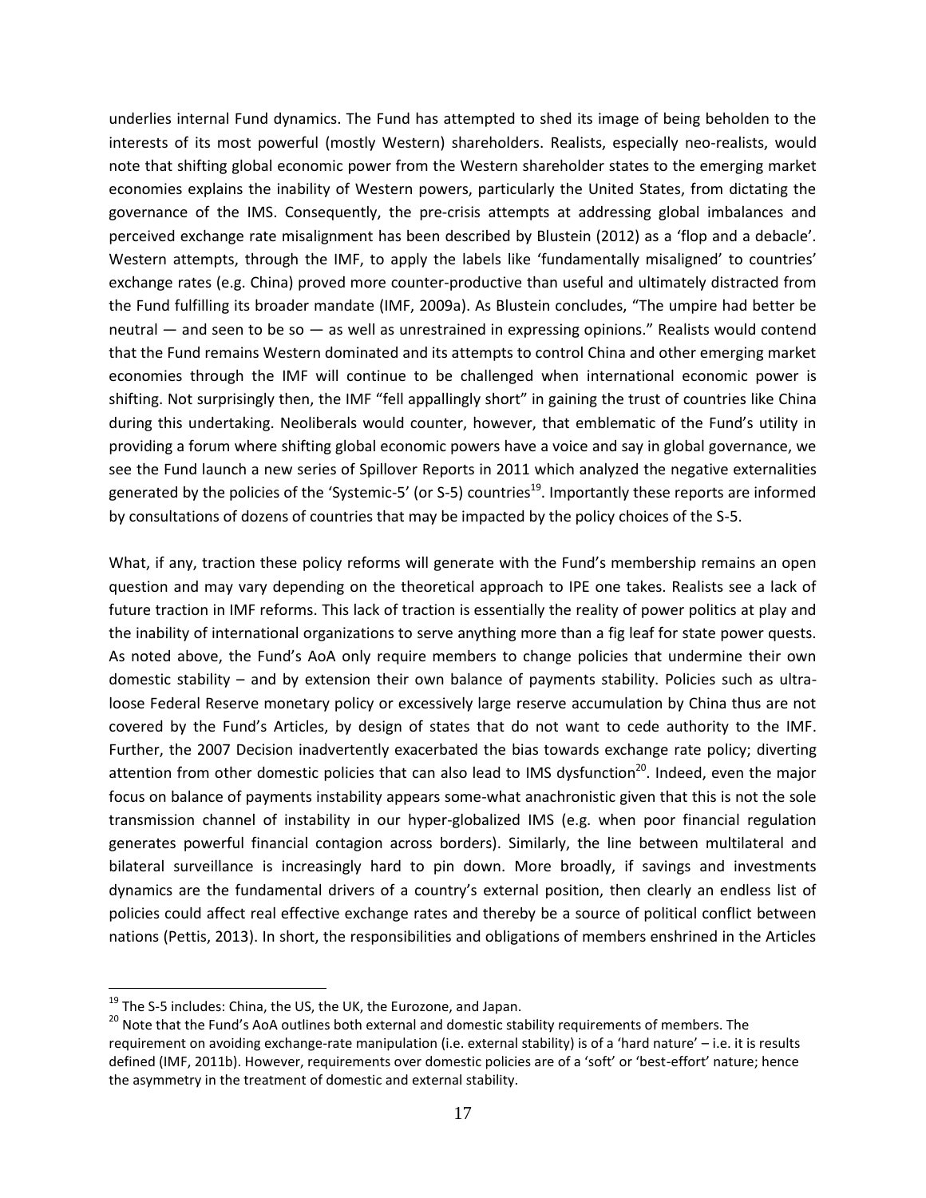underlies internal Fund dynamics. The Fund has attempted to shed its image of being beholden to the interests of its most powerful (mostly Western) shareholders. Realists, especially neo-realists, would note that shifting global economic power from the Western shareholder states to the emerging market economies explains the inability of Western powers, particularly the United States, from dictating the governance of the IMS. Consequently, the pre-crisis attempts at addressing global imbalances and perceived exchange rate misalignment has been described by Blustein (2012) as a 'flop and a debacle'. Western attempts, through the IMF, to apply the labels like 'fundamentally misaligned' to countries' exchange rates (e.g. China) proved more counter-productive than useful and ultimately distracted from the Fund fulfilling its broader mandate (IMF, 2009a). As Blustein concludes, "The umpire had better be neutral — and seen to be so — as well as unrestrained in expressing opinions." Realists would contend that the Fund remains Western dominated and its attempts to control China and other emerging market economies through the IMF will continue to be challenged when international economic power is shifting. Not surprisingly then, the IMF "fell appallingly short" in gaining the trust of countries like China during this undertaking. Neoliberals would counter, however, that emblematic of the Fund's utility in providing a forum where shifting global economic powers have a voice and say in global governance, we see the Fund launch a new series of Spillover Reports in 2011 which analyzed the negative externalities generated by the policies of the 'Systemic-5' (or S-5) countries[19]. Importantly these reports are informed by consultations of dozens of countries that may be impacted by the policy choices of the S-5.

What, if any, traction these policy reforms will generate with the Fund's membership remains an open question and may vary depending on the theoretical approach to IPE one takes. Realists see a lack of future traction in IMF reforms. This lack of traction is essentially the reality of power politics at play and the inability of international organizations to serve anything more than a fig leaf for state power quests. As noted above, the Fund's AoA only require members to change policies that undermine their own domestic stability – and by extension their own balance of payments stability. Policies such as ultra-loose Federal Reserve monetary policy or excessively large reserve accumulation by China thus are not covered by the Fund's Articles, by design of states that do not want to cede authority to the IMF. Further, the 2007 Decision inadvertently exacerbated the bias towards exchange rate policy; diverting attention from other domestic policies that can also lead to IMS dysfunction[20]. Indeed, even the major focus on balance of payments instability appears some-what anachronistic given that this is not the sole transmission channel of instability in our hyper-globalized IMS (e.g. when poor financial regulation generates powerful financial contagion across borders). Similarly, the line between multilateral and bilateral surveillance is increasingly hard to pin down. More broadly, if savings and investments dynamics are the fundamental drivers of a country's external position, then clearly an endless list of policies could affect real effective exchange rates and thereby be a source of political conflict between nations (Pettis, 2013). In short, the responsibilities and obligations of members enshrined in the Articles

---

[19] The S-5 includes: China, the US, the UK, the Eurozone, and Japan.

[20] Note that the Fund's AoA outlines both external and domestic stability requirements of members. The requirement on avoiding exchange-rate manipulation (i.e. external stability) is of a 'hard nature' – i.e. it is results defined (IMF, 2011b). However, requirements over domestic policies are of a 'soft' or 'best-effort' nature; hence the asymmetry in the treatment of domestic and external stability.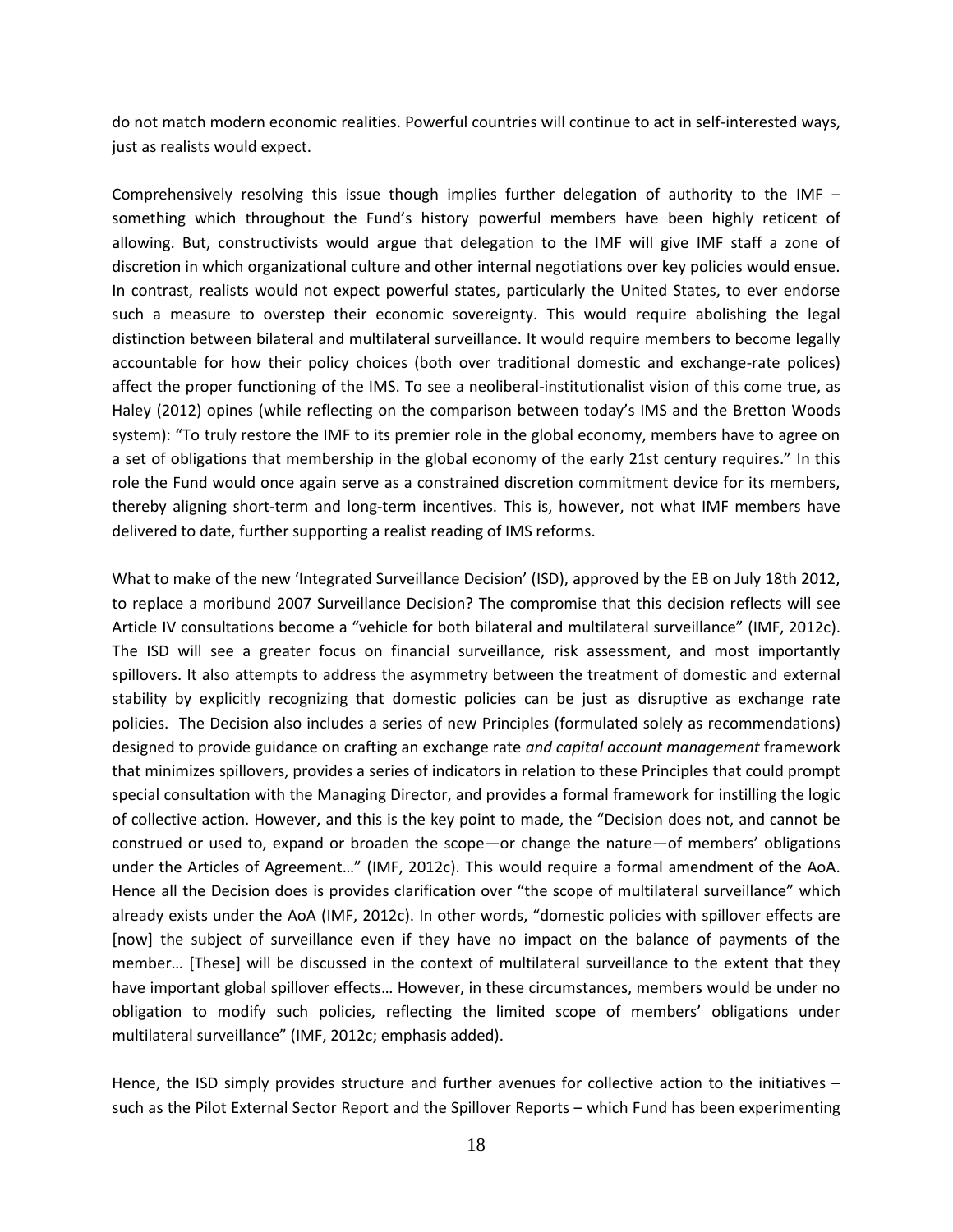do not match modern economic realities. Powerful countries will continue to act in self-interested ways, just as realists would expect.

Comprehensively resolving this issue though implies further delegation of authority to the IMF – something which throughout the Fund's history powerful members have been highly reticent of allowing. But, constructivists would argue that delegation to the IMF will give IMF staff a zone of discretion in which organizational culture and other internal negotiations over key policies would ensue. In contrast, realists would not expect powerful states, particularly the United States, to ever endorse such a measure to overstep their economic sovereignty. This would require abolishing the legal distinction between bilateral and multilateral surveillance. It would require members to become legally accountable for how their policy choices (both over traditional domestic and exchange-rate polices) affect the proper functioning of the IMS. To see a neoliberal-institutionalist vision of this come true, as Haley (2012) opines (while reflecting on the comparison between today's IMS and the Bretton Woods system): "To truly restore the IMF to its premier role in the global economy, members have to agree on a set of obligations that membership in the global economy of the early 21st century requires." In this role the Fund would once again serve as a constrained discretion commitment device for its members, thereby aligning short-term and long-term incentives. This is, however, not what IMF members have delivered to date, further supporting a realist reading of IMS reforms.

What to make of the new 'Integrated Surveillance Decision' (ISD), approved by the EB on July 18th 2012, to replace a moribund 2007 Surveillance Decision? The compromise that this decision reflects will see Article IV consultations become a "vehicle for both bilateral and multilateral surveillance" (IMF, 2012c). The ISD will see a greater focus on financial surveillance, risk assessment, and most importantly spillovers. It also attempts to address the asymmetry between the treatment of domestic and external stability by explicitly recognizing that domestic policies can be just as disruptive as exchange rate policies. The Decision also includes a series of new Principles (formulated solely as recommendations) designed to provide guidance on crafting an exchange rate *and capital account management* framework that minimizes spillovers, provides a series of indicators in relation to these Principles that could prompt special consultation with the Managing Director, and provides a formal framework for instilling the logic of collective action. However, and this is the key point to made, the "Decision does not, and cannot be construed or used to, expand or broaden the scope—or change the nature—of members' obligations under the Articles of Agreement…" (IMF, 2012c). This would require a formal amendment of the AoA. Hence all the Decision does is provides clarification over "the scope of multilateral surveillance" which already exists under the AoA (IMF, 2012c). In other words, "domestic policies with spillover effects are [now] the subject of surveillance even if they have no impact on the balance of payments of the member… [These] will be discussed in the context of multilateral surveillance to the extent that they have important global spillover effects… However, in these circumstances, members would be under no obligation to modify such policies, reflecting the limited scope of members' obligations under multilateral surveillance" (IMF, 2012c; emphasis added).

Hence, the ISD simply provides structure and further avenues for collective action to the initiatives – such as the Pilot External Sector Report and the Spillover Reports – which Fund has been experimenting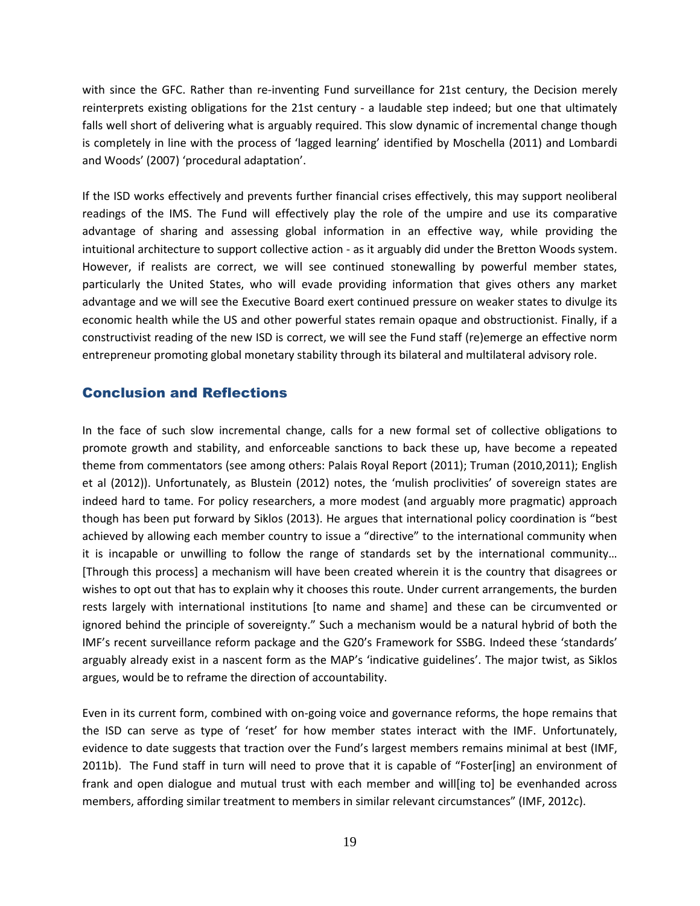with since the GFC. Rather than re-inventing Fund surveillance for 21st century, the Decision merely reinterprets existing obligations for the 21st century - a laudable step indeed; but one that ultimately falls well short of delivering what is arguably required. This slow dynamic of incremental change though is completely in line with the process of 'lagged learning' identified by Moschella (2011) and Lombardi and Woods' (2007) 'procedural adaptation'.

If the ISD works effectively and prevents further financial crises effectively, this may support neoliberal readings of the IMS. The Fund will effectively play the role of the umpire and use its comparative advantage of sharing and assessing global information in an effective way, while providing the intuitional architecture to support collective action - as it arguably did under the Bretton Woods system. However, if realists are correct, we will see continued stonewalling by powerful member states, particularly the United States, who will evade providing information that gives others any market advantage and we will see the Executive Board exert continued pressure on weaker states to divulge its economic health while the US and other powerful states remain opaque and obstructionist. Finally, if a constructivist reading of the new ISD is correct, we will see the Fund staff (re)emerge an effective norm entrepreneur promoting global monetary stability through its bilateral and multilateral advisory role.

## Conclusion and Reflections

In the face of such slow incremental change, calls for a new formal set of collective obligations to promote growth and stability, and enforceable sanctions to back these up, have become a repeated theme from commentators (see among others: Palais Royal Report (2011); Truman (2010,2011); English et al (2012)). Unfortunately, as Blustein (2012) notes, the 'mulish proclivities' of sovereign states are indeed hard to tame. For policy researchers, a more modest (and arguably more pragmatic) approach though has been put forward by Siklos (2013). He argues that international policy coordination is "best achieved by allowing each member country to issue a "directive" to the international community when it is incapable or unwilling to follow the range of standards set by the international community… [Through this process] a mechanism will have been created wherein it is the country that disagrees or wishes to opt out that has to explain why it chooses this route. Under current arrangements, the burden rests largely with international institutions [to name and shame] and these can be circumvented or ignored behind the principle of sovereignty." Such a mechanism would be a natural hybrid of both the IMF's recent surveillance reform package and the G20's Framework for SSBG. Indeed these 'standards' arguably already exist in a nascent form as the MAP's 'indicative guidelines'. The major twist, as Siklos argues, would be to reframe the direction of accountability.

Even in its current form, combined with on-going voice and governance reforms, the hope remains that the ISD can serve as type of 'reset' for how member states interact with the IMF. Unfortunately, evidence to date suggests that traction over the Fund's largest members remains minimal at best (IMF, 2011b). The Fund staff in turn will need to prove that it is capable of "Foster[ing] an environment of frank and open dialogue and mutual trust with each member and will[ing to] be evenhanded across members, affording similar treatment to members in similar relevant circumstances" (IMF, 2012c).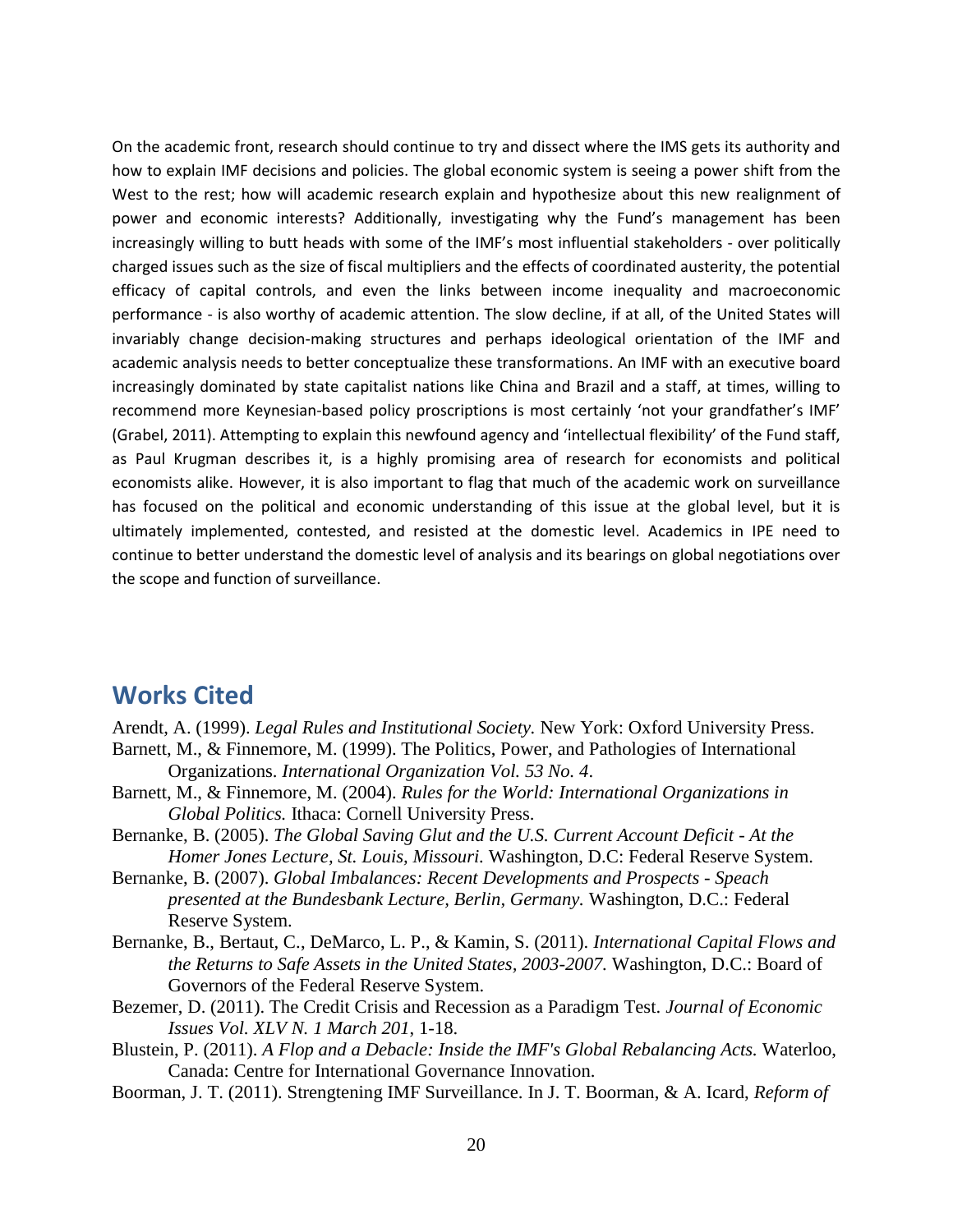On the academic front, research should continue to try and dissect where the IMS gets its authority and how to explain IMF decisions and policies. The global economic system is seeing a power shift from the West to the rest; how will academic research explain and hypothesize about this new realignment of power and economic interests? Additionally, investigating why the Fund's management has been increasingly willing to butt heads with some of the IMF's most influential stakeholders - over politically charged issues such as the size of fiscal multipliers and the effects of coordinated austerity, the potential efficacy of capital controls, and even the links between income inequality and macroeconomic performance - is also worthy of academic attention. The slow decline, if at all, of the United States will invariably change decision-making structures and perhaps ideological orientation of the IMF and academic analysis needs to better conceptualize these transformations. An IMF with an executive board increasingly dominated by state capitalist nations like China and Brazil and a staff, at times, willing to recommend more Keynesian-based policy proscriptions is most certainly 'not your grandfather's IMF' (Grabel, 2011). Attempting to explain this newfound agency and 'intellectual flexibility' of the Fund staff, as Paul Krugman describes it, is a highly promising area of research for economists and political economists alike. However, it is also important to flag that much of the academic work on surveillance has focused on the political and economic understanding of this issue at the global level, but it is ultimately implemented, contested, and resisted at the domestic level. Academics in IPE need to continue to better understand the domestic level of analysis and its bearings on global negotiations over the scope and function of surveillance.

## Works Cited

Arendt, A. (1999). *Legal Rules and Institutional Society.* New York: Oxford University Press.

Barnett, M., & Finnemore, M. (1999). The Politics, Power, and Pathologies of International Organizations. *International Organization Vol. 53 No. 4*.

Barnett, M., & Finnemore, M. (2004). *Rules for the World: International Organizations in Global Politics.* Ithaca: Cornell University Press.

Bernanke, B. (2005). *The Global Saving Glut and the U.S. Current Account Deficit - At the Homer Jones Lecture, St. Louis, Missouri.* Washington, D.C: Federal Reserve System.

Bernanke, B. (2007). *Global Imbalances: Recent Developments and Prospects - Speach presented at the Bundesbank Lecture, Berlin, Germany.* Washington, D.C.: Federal Reserve System.

Bernanke, B., Bertaut, C., DeMarco, L. P., & Kamin, S. (2011). *International Capital Flows and the Returns to Safe Assets in the United States, 2003-2007.* Washington, D.C.: Board of Governors of the Federal Reserve System.

Bezemer, D. (2011). The Credit Crisis and Recession as a Paradigm Test. *Journal of Economic Issues Vol. XLV N. 1 March 201*, 1-18.

Blustein, P. (2011). *A Flop and a Debacle: Inside the IMF's Global Rebalancing Acts.* Waterloo, Canada: Centre for International Governance Innovation.

Boorman, J. T. (2011). Strengtening IMF Surveillance. In J. T. Boorman, & A. Icard, *Reform of*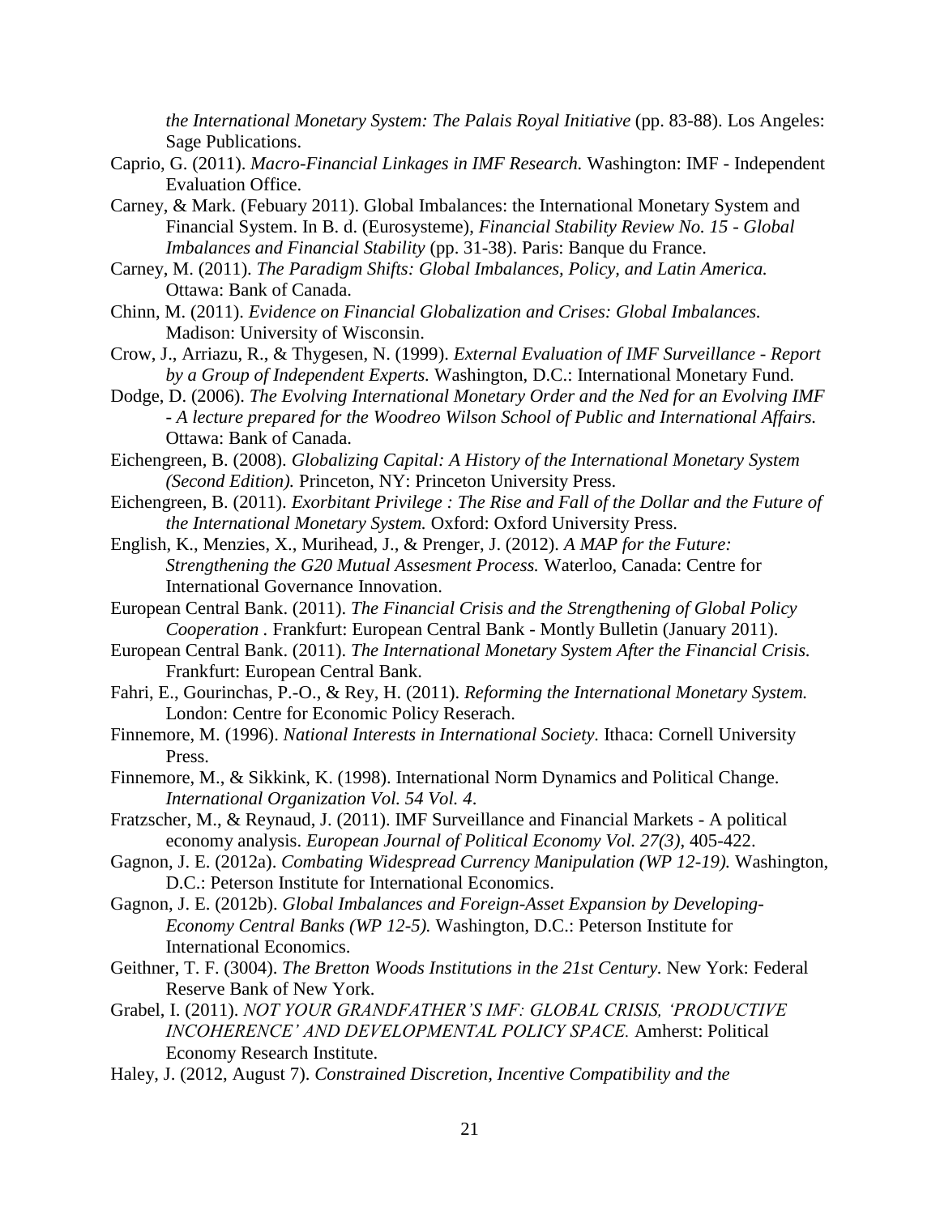*the International Monetary System: The Palais Royal Initiative* (pp. 83-88). Los Angeles: Sage Publications.

Caprio, G. (2011). *Macro-Financial Linkages in IMF Research.* Washington: IMF - Independent Evaluation Office.

Carney, & Mark. (Febuary 2011). Global Imbalances: the International Monetary System and Financial System. In B. d. (Eurosysteme), *Financial Stability Review No. 15 - Global Imbalances and Financial Stability* (pp. 31-38). Paris: Banque du France.

Carney, M. (2011). *The Paradigm Shifts: Global Imbalances, Policy, and Latin America.* Ottawa: Bank of Canada.

Chinn, M. (2011). *Evidence on Financial Globalization and Crises: Global Imbalances.* Madison: University of Wisconsin.

Crow, J., Arriazu, R., & Thygesen, N. (1999). *External Evaluation of IMF Surveillance - Report by a Group of Independent Experts.* Washington, D.C.: International Monetary Fund.

Dodge, D. (2006). *The Evolving International Monetary Order and the Ned for an Evolving IMF - A lecture prepared for the Woodreo Wilson School of Public and International Affairs.* Ottawa: Bank of Canada.

Eichengreen, B. (2008). *Globalizing Capital: A History of the International Monetary System (Second Edition).* Princeton, NY: Princeton University Press.

Eichengreen, B. (2011). *Exorbitant Privilege : The Rise and Fall of the Dollar and the Future of the International Monetary System.* Oxford: Oxford University Press.

English, K., Menzies, X., Murihead, J., & Prenger, J. (2012). *A MAP for the Future: Strengthening the G20 Mutual Assesment Process.* Waterloo, Canada: Centre for International Governance Innovation.

European Central Bank. (2011). *The Financial Crisis and the Strengthening of Global Policy Cooperation* . Frankfurt: European Central Bank - Montly Bulletin (January 2011).

European Central Bank. (2011). *The International Monetary System After the Financial Crisis.* Frankfurt: European Central Bank.

Fahri, E., Gourinchas, P.-O., & Rey, H. (2011). *Reforming the International Monetary System.* London: Centre for Economic Policy Reserach.

Finnemore, M. (1996). *National Interests in International Society.* Ithaca: Cornell University Press.

Finnemore, M., & Sikkink, K. (1998). International Norm Dynamics and Political Change. *International Organization Vol. 54 Vol. 4*.

Fratzscher, M., & Reynaud, J. (2011). IMF Surveillance and Financial Markets - A political economy analysis. *European Journal of Political Economy Vol. 27(3)*, 405-422.

Gagnon, J. E. (2012a). *Combating Widespread Currency Manipulation (WP 12-19).* Washington, D.C.: Peterson Institute for International Economics.

Gagnon, J. E. (2012b). *Global Imbalances and Foreign-Asset Expansion by Developing-Economy Central Banks (WP 12-5).* Washington, D.C.: Peterson Institute for International Economics.

Geithner, T. F. (3004). *The Bretton Woods Institutions in the 21st Century.* New York: Federal Reserve Bank of New York.

Grabel, I. (2011). *NOT YOUR GRANDFATHER'S IMF: GLOBAL CRISIS, 'PRODUCTIVE INCOHERENCE' AND DEVELOPMENTAL POLICY SPACE.* Amherst: Political Economy Research Institute.

Haley, J. (2012, August 7). *Constrained Discretion, Incentive Compatibility and the*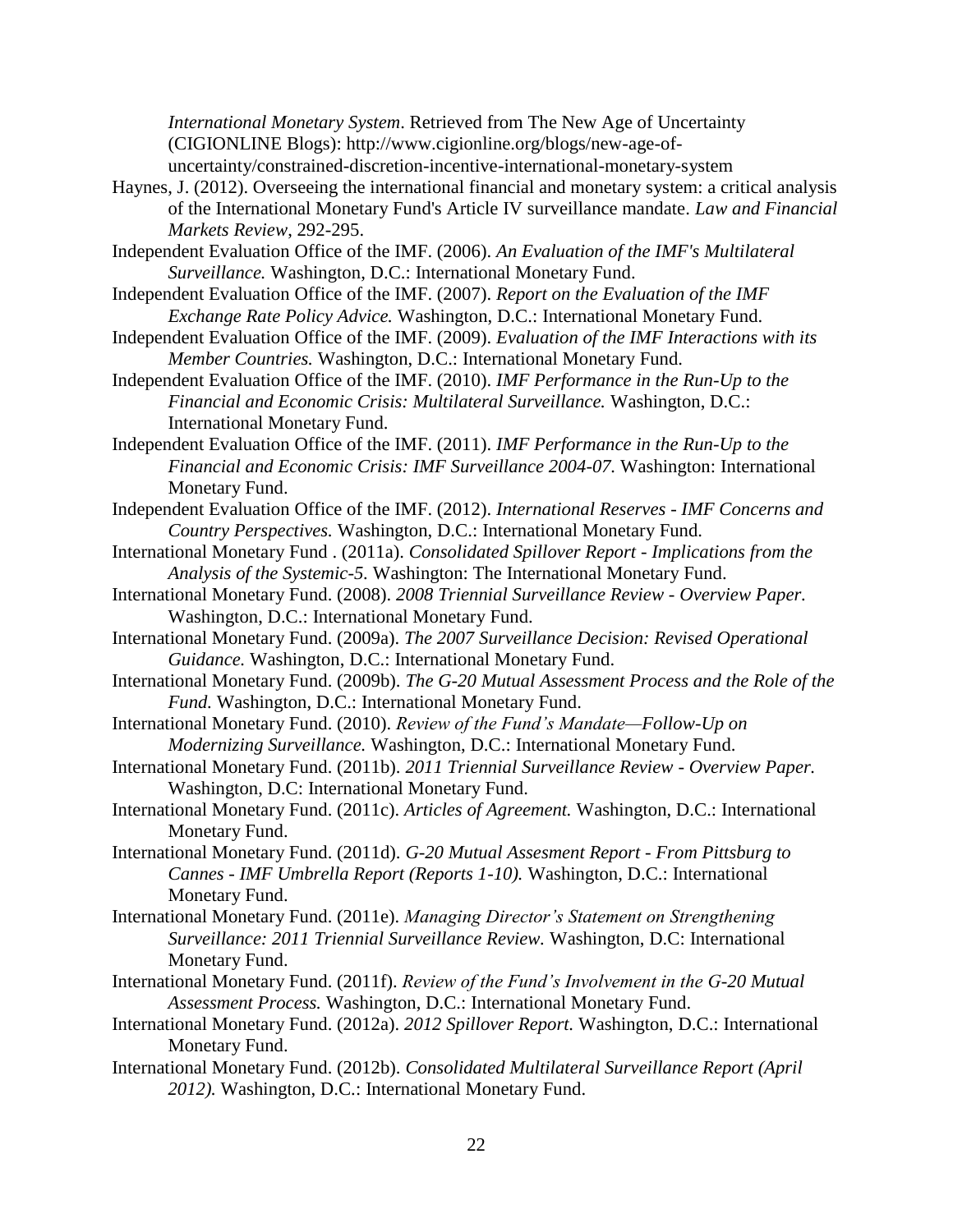*International Monetary System*. Retrieved from The New Age of Uncertainty (CIGIONLINE Blogs): http://www.cigionline.org/blogs/new-age-of-uncertainty/constrained-discretion-incentive-international-monetary-system

Haynes, J. (2012). Overseeing the international financial and monetary system: a critical analysis of the International Monetary Fund's Article IV surveillance mandate. *Law and Financial Markets Review*, 292-295.

Independent Evaluation Office of the IMF. (2006). *An Evaluation of the IMF's Multilateral Surveillance.* Washington, D.C.: International Monetary Fund.

Independent Evaluation Office of the IMF. (2007). *Report on the Evaluation of the IMF Exchange Rate Policy Advice.* Washington, D.C.: International Monetary Fund.

Independent Evaluation Office of the IMF. (2009). *Evaluation of the IMF Interactions with its Member Countries.* Washington, D.C.: International Monetary Fund.

Independent Evaluation Office of the IMF. (2010). *IMF Performance in the Run-Up to the Financial and Economic Crisis: Multilateral Surveillance.* Washington, D.C.: International Monetary Fund.

Independent Evaluation Office of the IMF. (2011). *IMF Performance in the Run-Up to the Financial and Economic Crisis: IMF Surveillance 2004-07.* Washington: International Monetary Fund.

Independent Evaluation Office of the IMF. (2012). *International Reserves - IMF Concerns and Country Perspectives.* Washington, D.C.: International Monetary Fund.

International Monetary Fund . (2011a). *Consolidated Spillover Report - Implications from the Analysis of the Systemic-5.* Washington: The International Monetary Fund.

International Monetary Fund. (2008). *2008 Triennial Surveillance Review - Overview Paper.* Washington, D.C.: International Monetary Fund.

International Monetary Fund. (2009a). *The 2007 Surveillance Decision: Revised Operational Guidance.* Washington, D.C.: International Monetary Fund.

International Monetary Fund. (2009b). *The G-20 Mutual Assessment Process and the Role of the Fund.* Washington, D.C.: International Monetary Fund.

International Monetary Fund. (2010). *Review of the Fund's Mandate—Follow-Up on Modernizing Surveillance.* Washington, D.C.: International Monetary Fund.

International Monetary Fund. (2011b). *2011 Triennial Surveillance Review - Overview Paper.* Washington, D.C: International Monetary Fund.

International Monetary Fund. (2011c). *Articles of Agreement.* Washington, D.C.: International Monetary Fund.

International Monetary Fund. (2011d). *G-20 Mutual Assesment Report - From Pittsburg to Cannes - IMF Umbrella Report (Reports 1-10).* Washington, D.C.: International Monetary Fund.

International Monetary Fund. (2011e). *Managing Director's Statement on Strengthening Surveillance: 2011 Triennial Surveillance Review.* Washington, D.C: International Monetary Fund.

International Monetary Fund. (2011f). *Review of the Fund's Involvement in the G-20 Mutual Assessment Process.* Washington, D.C.: International Monetary Fund.

International Monetary Fund. (2012a). *2012 Spillover Report.* Washington, D.C.: International Monetary Fund.

International Monetary Fund. (2012b). *Consolidated Multilateral Surveillance Report (April 2012).* Washington, D.C.: International Monetary Fund.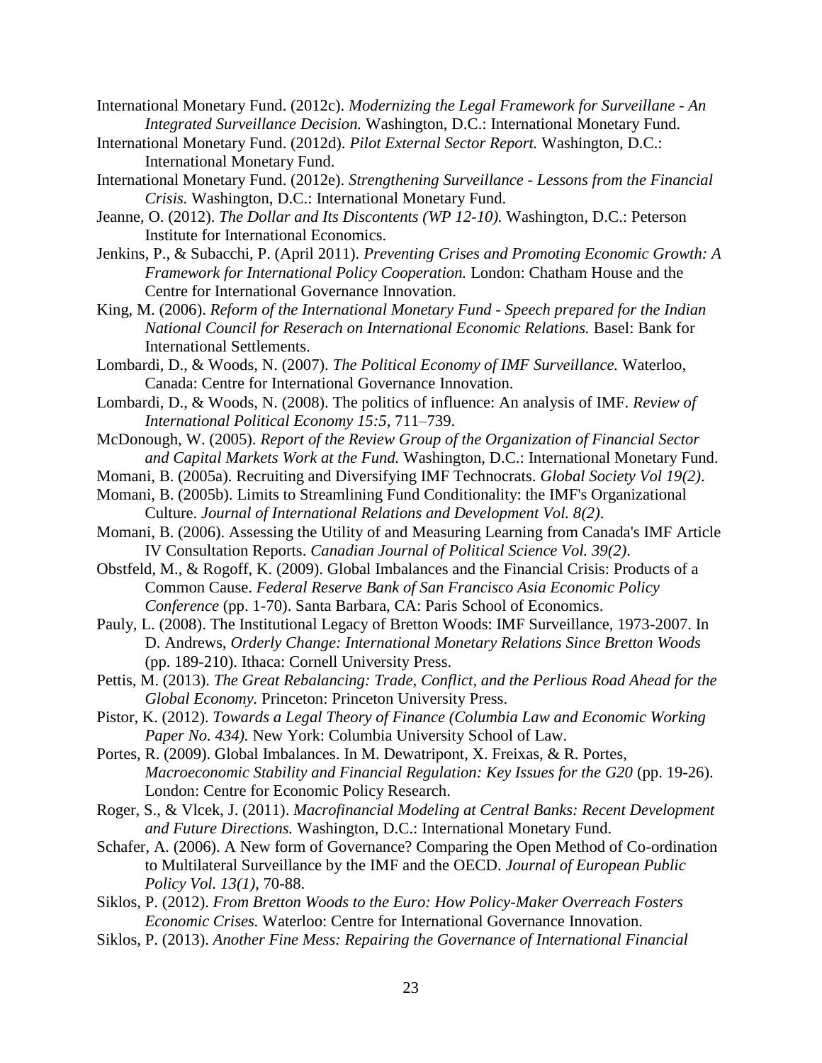International Monetary Fund. (2012c). *Modernizing the Legal Framework for Surveillane - An Integrated Surveillance Decision.* Washington, D.C.: International Monetary Fund.

International Monetary Fund. (2012d). *Pilot External Sector Report.* Washington, D.C.: International Monetary Fund.

International Monetary Fund. (2012e). *Strengthening Surveillance - Lessons from the Financial Crisis.* Washington, D.C.: International Monetary Fund.

Jeanne, O. (2012). *The Dollar and Its Discontents (WP 12-10).* Washington, D.C.: Peterson Institute for International Economics.

Jenkins, P., & Subacchi, P. (April 2011). *Preventing Crises and Promoting Economic Growth: A Framework for International Policy Cooperation.* London: Chatham House and the Centre for International Governance Innovation.

King, M. (2006). *Reform of the International Monetary Fund - Speech prepared for the Indian National Council for Reserach on International Economic Relations.* Basel: Bank for International Settlements.

Lombardi, D., & Woods, N. (2007). *The Political Economy of IMF Surveillance.* Waterloo, Canada: Centre for International Governance Innovation.

Lombardi, D., & Woods, N. (2008). The politics of influence: An analysis of IMF. *Review of International Political Economy 15:5*, 711–739.

McDonough, W. (2005). *Report of the Review Group of the Organization of Financial Sector and Capital Markets Work at the Fund.* Washington, D.C.: International Monetary Fund.

Momani, B. (2005a). Recruiting and Diversifying IMF Technocrats. *Global Society Vol 19(2)*.

Momani, B. (2005b). Limits to Streamlining Fund Conditionality: the IMF's Organizational Culture. *Journal of International Relations and Development Vol. 8(2)*.

Momani, B. (2006). Assessing the Utility of and Measuring Learning from Canada's IMF Article IV Consultation Reports. *Canadian Journal of Political Science Vol. 39(2)*.

Obstfeld, M., & Rogoff, K. (2009). Global Imbalances and the Financial Crisis: Products of a Common Cause. *Federal Reserve Bank of San Francisco Asia Economic Policy Conference* (pp. 1-70). Santa Barbara, CA: Paris School of Economics.

Pauly, L. (2008). The Institutional Legacy of Bretton Woods: IMF Surveillance, 1973-2007. In D. Andrews, *Orderly Change: International Monetary Relations Since Bretton Woods* (pp. 189-210). Ithaca: Cornell University Press.

Pettis, M. (2013). *The Great Rebalancing: Trade, Conflict, and the Perlious Road Ahead for the Global Economy.* Princeton: Princeton University Press.

Pistor, K. (2012). *Towards a Legal Theory of Finance (Columbia Law and Economic Working Paper No. 434).* New York: Columbia University School of Law.

Portes, R. (2009). Global Imbalances. In M. Dewatripont, X. Freixas, & R. Portes, *Macroeconomic Stability and Financial Regulation: Key Issues for the G20* (pp. 19-26). London: Centre for Economic Policy Research.

Roger, S., & Vlcek, J. (2011). *Macrofinancial Modeling at Central Banks: Recent Development and Future Directions.* Washington, D.C.: International Monetary Fund.

Schafer, A. (2006). A New form of Governance? Comparing the Open Method of Co-ordination to Multilateral Surveillance by the IMF and the OECD. *Journal of European Public Policy Vol. 13(1)*, 70-88.

Siklos, P. (2012). *From Bretton Woods to the Euro: How Policy-Maker Overreach Fosters Economic Crises.* Waterloo: Centre for International Governance Innovation.

Siklos, P. (2013). *Another Fine Mess: Repairing the Governance of International Financial*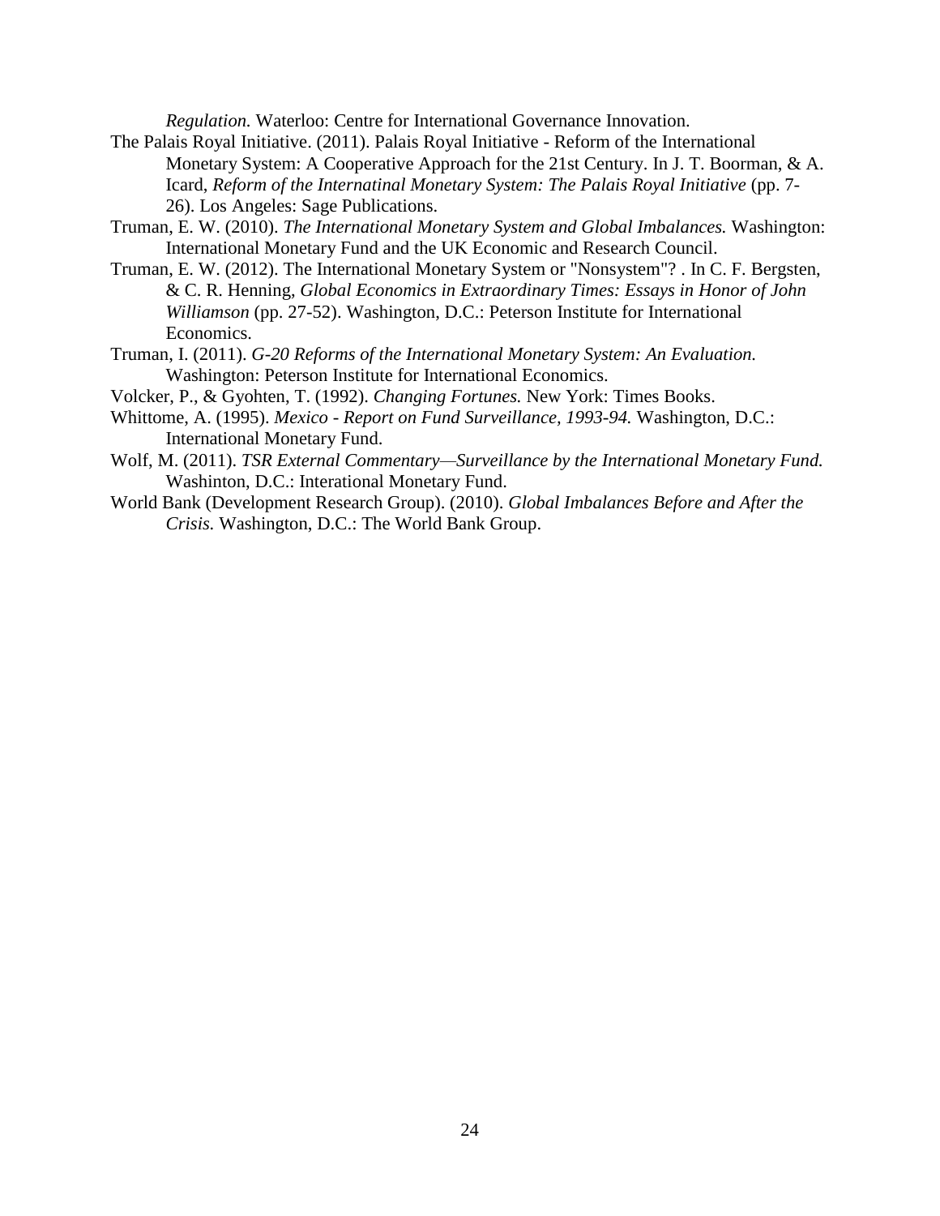*Regulation.* Waterloo: Centre for International Governance Innovation.

The Palais Royal Initiative. (2011). Palais Royal Initiative - Reform of the International Monetary System: A Cooperative Approach for the 21st Century. In J. T. Boorman, & A. Icard, *Reform of the Internatinal Monetary System: The Palais Royal Initiative* (pp. 7-26). Los Angeles: Sage Publications.

Truman, E. W. (2010). *The International Monetary System and Global Imbalances.* Washington: International Monetary Fund and the UK Economic and Research Council.

Truman, E. W. (2012). The International Monetary System or "Nonsystem"? . In C. F. Bergsten, & C. R. Henning, *Global Economics in Extraordinary Times: Essays in Honor of John Williamson* (pp. 27-52). Washington, D.C.: Peterson Institute for International Economics.

Truman, I. (2011). *G-20 Reforms of the International Monetary System: An Evaluation.* Washington: Peterson Institute for International Economics.

Volcker, P., & Gyohten, T. (1992). *Changing Fortunes.* New York: Times Books.

Whittome, A. (1995). *Mexico - Report on Fund Surveillance, 1993-94.* Washington, D.C.: International Monetary Fund.

Wolf, M. (2011). *TSR External Commentary—Surveillance by the International Monetary Fund.* Washinton, D.C.: Interational Monetary Fund.

World Bank (Development Research Group). (2010). *Global Imbalances Before and After the Crisis.* Washington, D.C.: The World Bank Group.